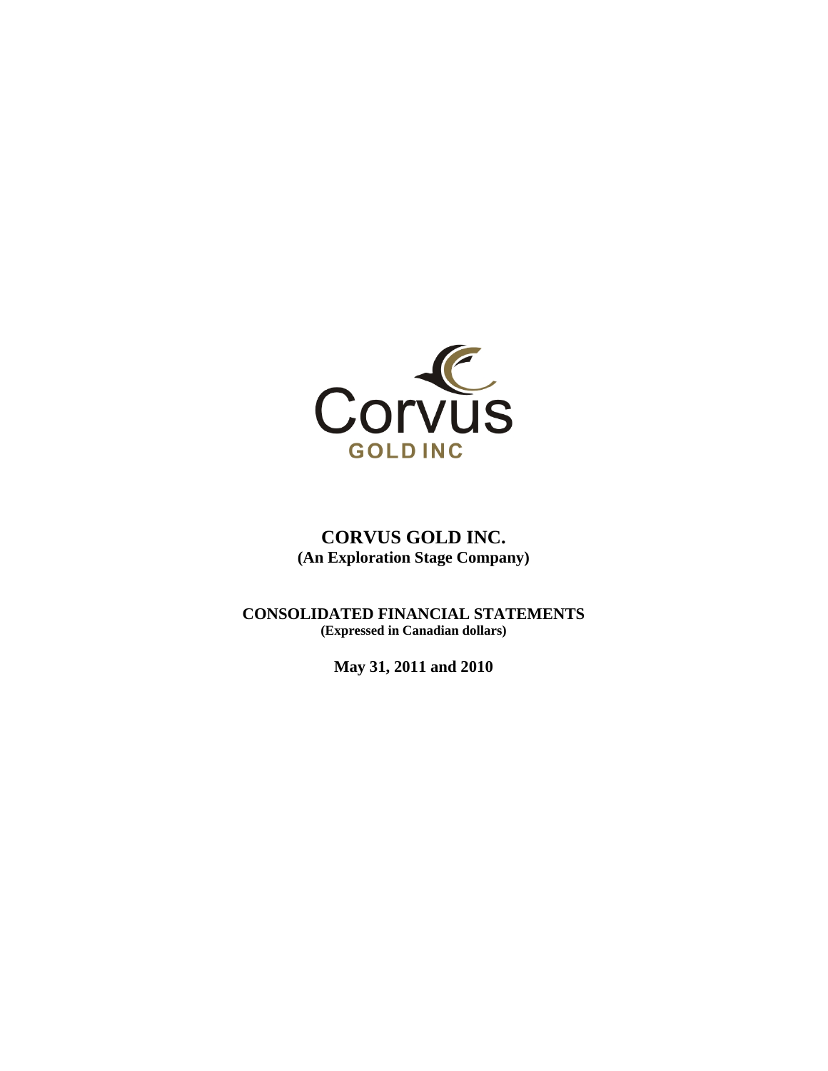Corvus

GOLD INC

# CORVUS GOLD INC.

**(An Exploration Stage Company)**

## CONSOLIDATED FINANCIAL STATEMENTS

**(Expressed in Canadian dollars)**

**May 31, 2011 and 2010**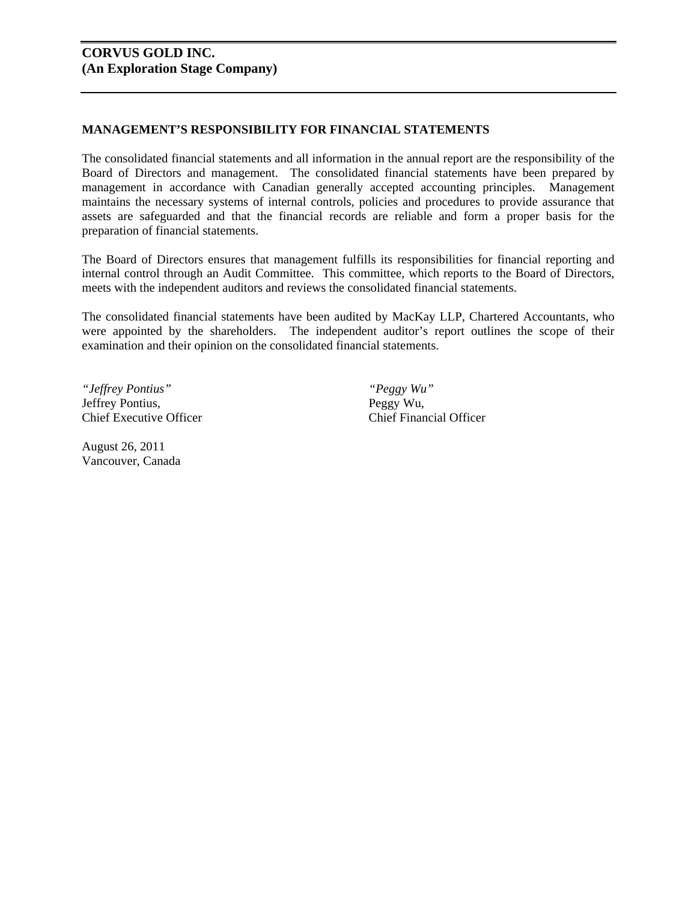**CORVUS GOLD INC.**
**(An Exploration Stage Company)**

## MANAGEMENT'S RESPONSIBILITY FOR FINANCIAL STATEMENTS

The consolidated financial statements and all information in the annual report are the responsibility of the Board of Directors and management. The consolidated financial statements have been prepared by management in accordance with Canadian generally accepted accounting principles. Management maintains the necessary systems of internal controls, policies and procedures to provide assurance that assets are safeguarded and that the financial records are reliable and form a proper basis for the preparation of financial statements.

The Board of Directors ensures that management fulfills its responsibilities for financial reporting and internal control through an Audit Committee. This committee, which reports to the Board of Directors, meets with the independent auditors and reviews the consolidated financial statements.

The consolidated financial statements have been audited by MacKay LLP, Chartered Accountants, who were appointed by the shareholders. The independent auditor's report outlines the scope of their examination and their opinion on the consolidated financial statements.

*"Jeffrey Pontius"*
Jeffrey Pontius,
Chief Executive Officer

*"Peggy Wu"*
Peggy Wu,
Chief Financial Officer

August 26, 2011
Vancouver, Canada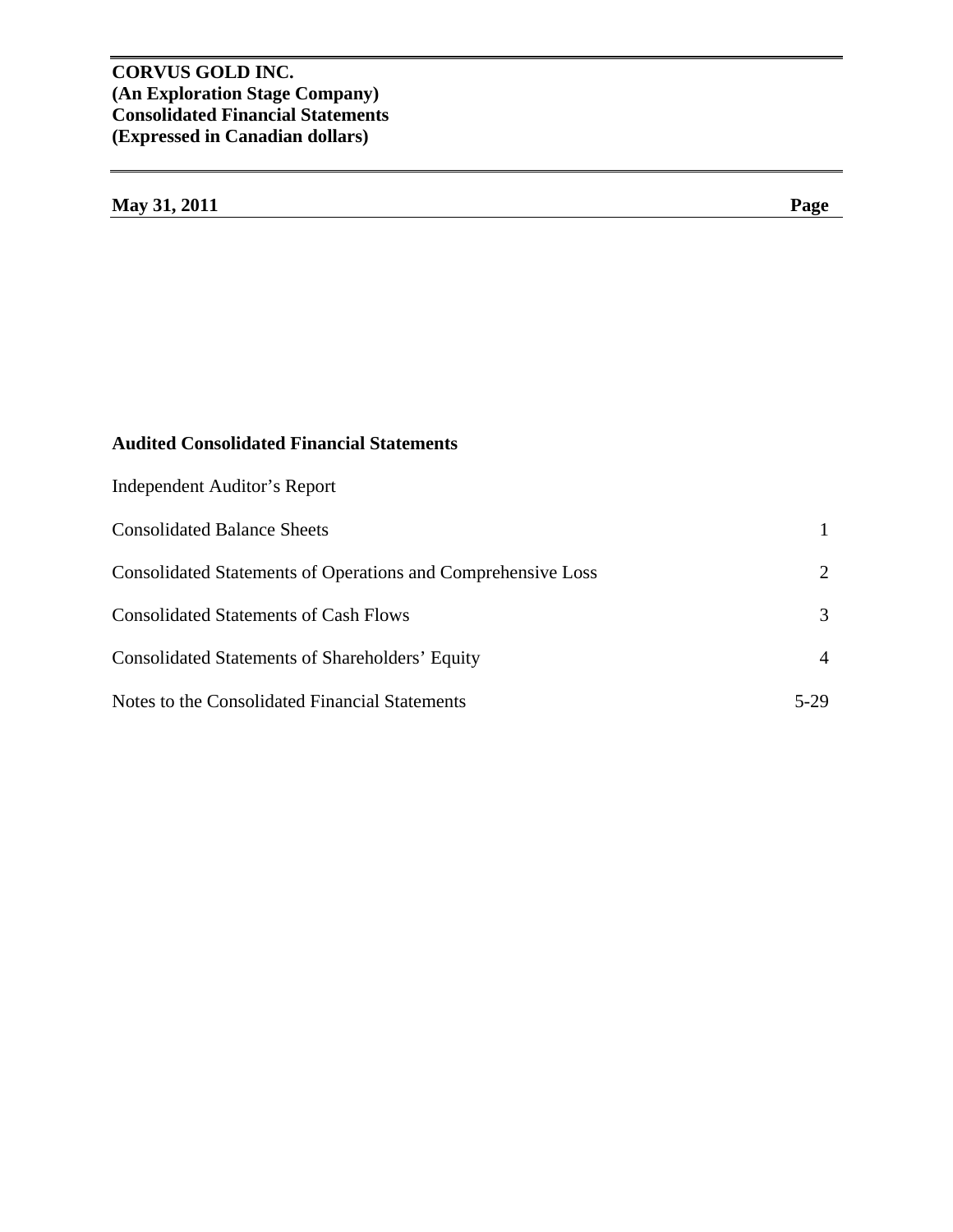**CORVUS GOLD INC.**
**(An Exploration Stage Company)**
**Consolidated Financial Statements**
**(Expressed in Canadian dollars)**

| **May 31, 2011** | **Page** |
|---|---|
| **Audited Consolidated Financial Statements** | |
| Independent Auditor's Report | |
| Consolidated Balance Sheets | 1 |
| Consolidated Statements of Operations and Comprehensive Loss | 2 |
| Consolidated Statements of Cash Flows | 3 |
| Consolidated Statements of Shareholders' Equity | 4 |
| Notes to the Consolidated Financial Statements | 5-29 |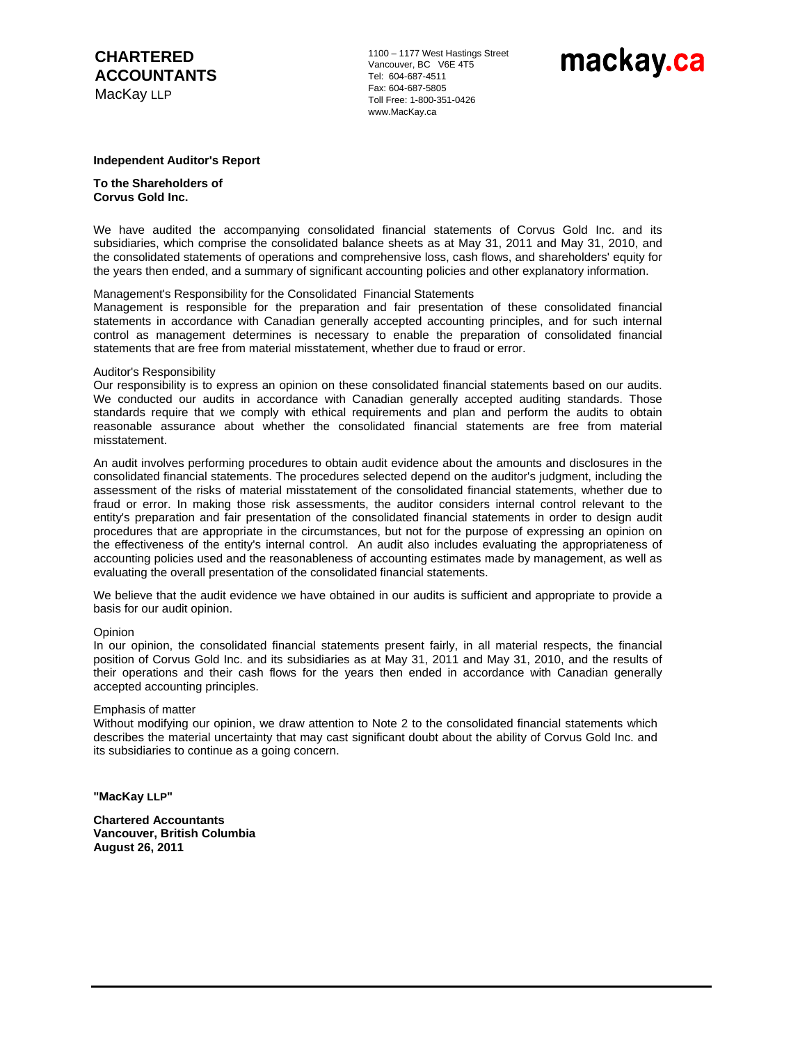**CHARTERED ACCOUNTANTS**
MacKay LLP

1100 – 1177 West Hastings Street
Vancouver, BC V6E 4T5
Tel: 604-687-4511
Fax: 604-687-5805
Toll Free: 1-800-351-0426
www.MacKay.ca

mackay.ca

**Independent Auditor's Report**

**To the Shareholders of**
**Corvus Gold Inc.**

We have audited the accompanying consolidated financial statements of Corvus Gold Inc. and its subsidiaries, which comprise the consolidated balance sheets as at May 31, 2011 and May 31, 2010, and the consolidated statements of operations and comprehensive loss, cash flows, and shareholders' equity for the years then ended, and a summary of significant accounting policies and other explanatory information.

Management's Responsibility for the Consolidated Financial Statements

Management is responsible for the preparation and fair presentation of these consolidated financial statements in accordance with Canadian generally accepted accounting principles, and for such internal control as management determines is necessary to enable the preparation of consolidated financial statements that are free from material misstatement, whether due to fraud or error.

Auditor's Responsibility

Our responsibility is to express an opinion on these consolidated financial statements based on our audits. We conducted our audits in accordance with Canadian generally accepted auditing standards. Those standards require that we comply with ethical requirements and plan and perform the audits to obtain reasonable assurance about whether the consolidated financial statements are free from material misstatement.

An audit involves performing procedures to obtain audit evidence about the amounts and disclosures in the consolidated financial statements. The procedures selected depend on the auditor's judgment, including the assessment of the risks of material misstatement of the consolidated financial statements, whether due to fraud or error. In making those risk assessments, the auditor considers internal control relevant to the entity's preparation and fair presentation of the consolidated financial statements in order to design audit procedures that are appropriate in the circumstances, but not for the purpose of expressing an opinion on the effectiveness of the entity's internal control. An audit also includes evaluating the appropriateness of accounting policies used and the reasonableness of accounting estimates made by management, as well as evaluating the overall presentation of the consolidated financial statements.

We believe that the audit evidence we have obtained in our audits is sufficient and appropriate to provide a basis for our audit opinion.

Opinion

In our opinion, the consolidated financial statements present fairly, in all material respects, the financial position of Corvus Gold Inc. and its subsidiaries as at May 31, 2011 and May 31, 2010, and the results of their operations and their cash flows for the years then ended in accordance with Canadian generally accepted accounting principles.

Emphasis of matter

Without modifying our opinion, we draw attention to Note 2 to the consolidated financial statements which describes the material uncertainty that may cast significant doubt about the ability of Corvus Gold Inc. and its subsidiaries to continue as a going concern.

**"MacKay LLP"**

**Chartered Accountants**
**Vancouver, British Columbia**
**August 26, 2011**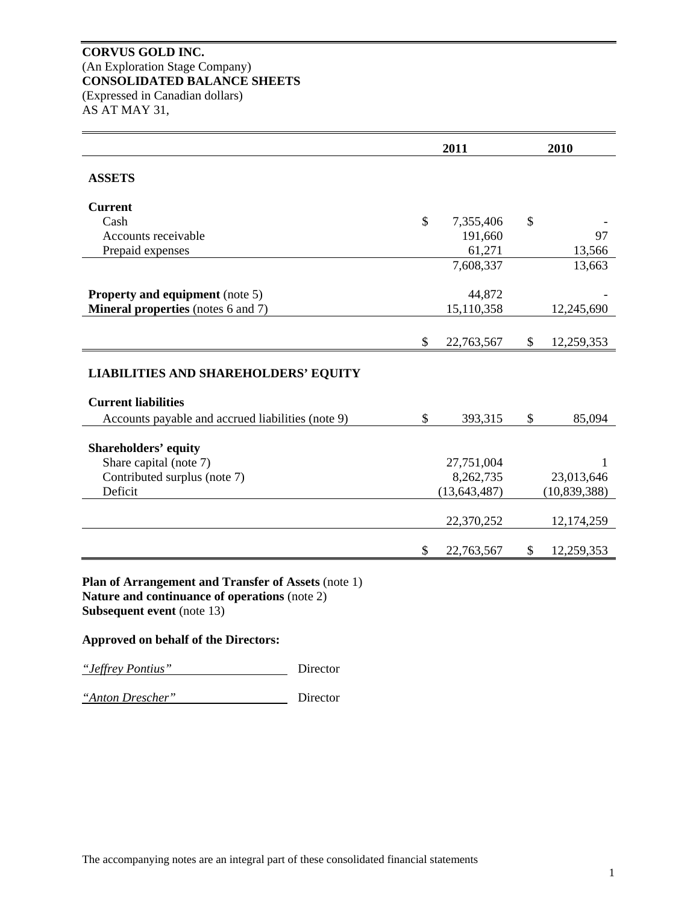**CORVUS GOLD INC.**
(An Exploration Stage Company)
**CONSOLIDATED BALANCE SHEETS**
(Expressed in Canadian dollars)
AS AT MAY 31,

| | 2011 | 2010 |
|---|---|---|
| **ASSETS** | | |
| **Current** | | |
| Cash | $ 7,355,406 | $ - |
| Accounts receivable | 191,660 | 97 |
| Prepaid expenses | 61,271 | 13,566 |
| | 7,608,337 | 13,663 |
| **Property and equipment** (note 5) | 44,872 | - |
| **Mineral properties** (notes 6 and 7) | 15,110,358 | 12,245,690 |
| | $ 22,763,567 | $ 12,259,353 |
| **LIABILITIES AND SHAREHOLDERS' EQUITY** | | |
| **Current liabilities** | | |
| Accounts payable and accrued liabilities (note 9) | $ 393,315 | $ 85,094 |
| **Shareholders' equity** | | |
| Share capital (note 7) | 27,751,004 | 1 |
| Contributed surplus (note 7) | 8,262,735 | 23,013,646 |
| Deficit | (13,643,487) | (10,839,388) |
| | 22,370,252 | 12,174,259 |
| | $ 22,763,567 | $ 12,259,353 |

**Plan of Arrangement and Transfer of Assets** (note 1)
**Nature and continuance of operations** (note 2)
**Subsequent event** (note 13)

**Approved on behalf of the Directors:**

*"Jeffrey Pontius"* Director

*"Anton Drescher"* Director

The accompanying notes are an integral part of these consolidated financial statements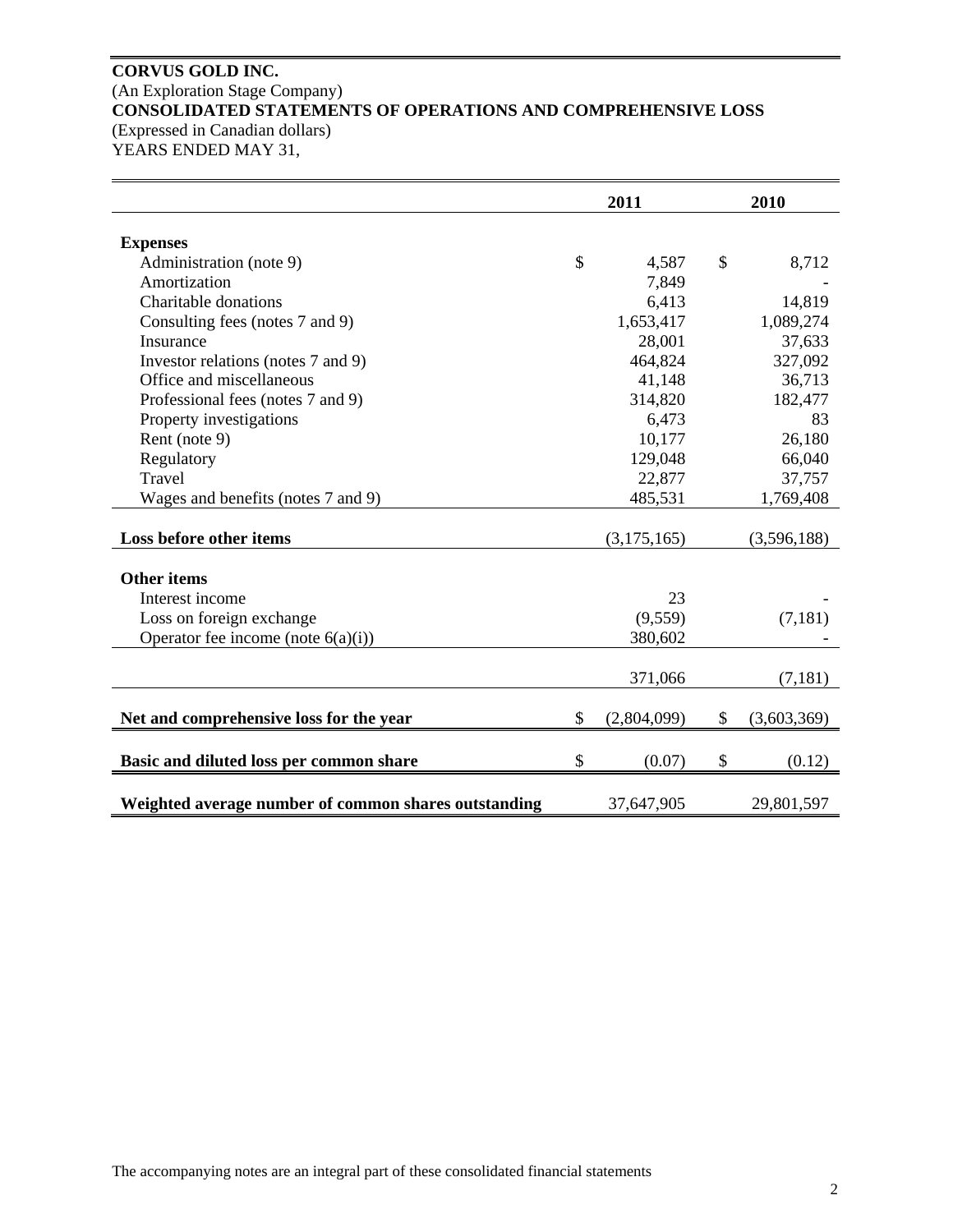**CORVUS GOLD INC.**
(An Exploration Stage Company)
**CONSOLIDATED STATEMENTS OF OPERATIONS AND COMPREHENSIVE LOSS**
(Expressed in Canadian dollars)
YEARS ENDED MAY 31,

| | 2011 | 2010 |
|---|---|---|
| **Expenses** | | |
| Administration (note 9) | $ 4,587 | $ 8,712 |
| Amortization | 7,849 | - |
| Charitable donations | 6,413 | 14,819 |
| Consulting fees (notes 7 and 9) | 1,653,417 | 1,089,274 |
| Insurance | 28,001 | 37,633 |
| Investor relations (notes 7 and 9) | 464,824 | 327,092 |
| Office and miscellaneous | 41,148 | 36,713 |
| Professional fees (notes 7 and 9) | 314,820 | 182,477 |
| Property investigations | 6,473 | 83 |
| Rent (note 9) | 10,177 | 26,180 |
| Regulatory | 129,048 | 66,040 |
| Travel | 22,877 | 37,757 |
| Wages and benefits (notes 7 and 9) | 485,531 | 1,769,408 |
| **Loss before other items** | (3,175,165) | (3,596,188) |
| **Other items** | | |
| Interest income | 23 | - |
| Loss on foreign exchange | (9,559) | (7,181) |
| Operator fee income (note 6(a)(i)) | 380,602 | - |
| | 371,066 | (7,181) |
| **Net and comprehensive loss for the year** | $ (2,804,099) | $ (3,603,369) |
| **Basic and diluted loss per common share** | $ (0.07) | $ (0.12) |
| **Weighted average number of common shares outstanding** | 37,647,905 | 29,801,597 |

The accompanying notes are an integral part of these consolidated financial statements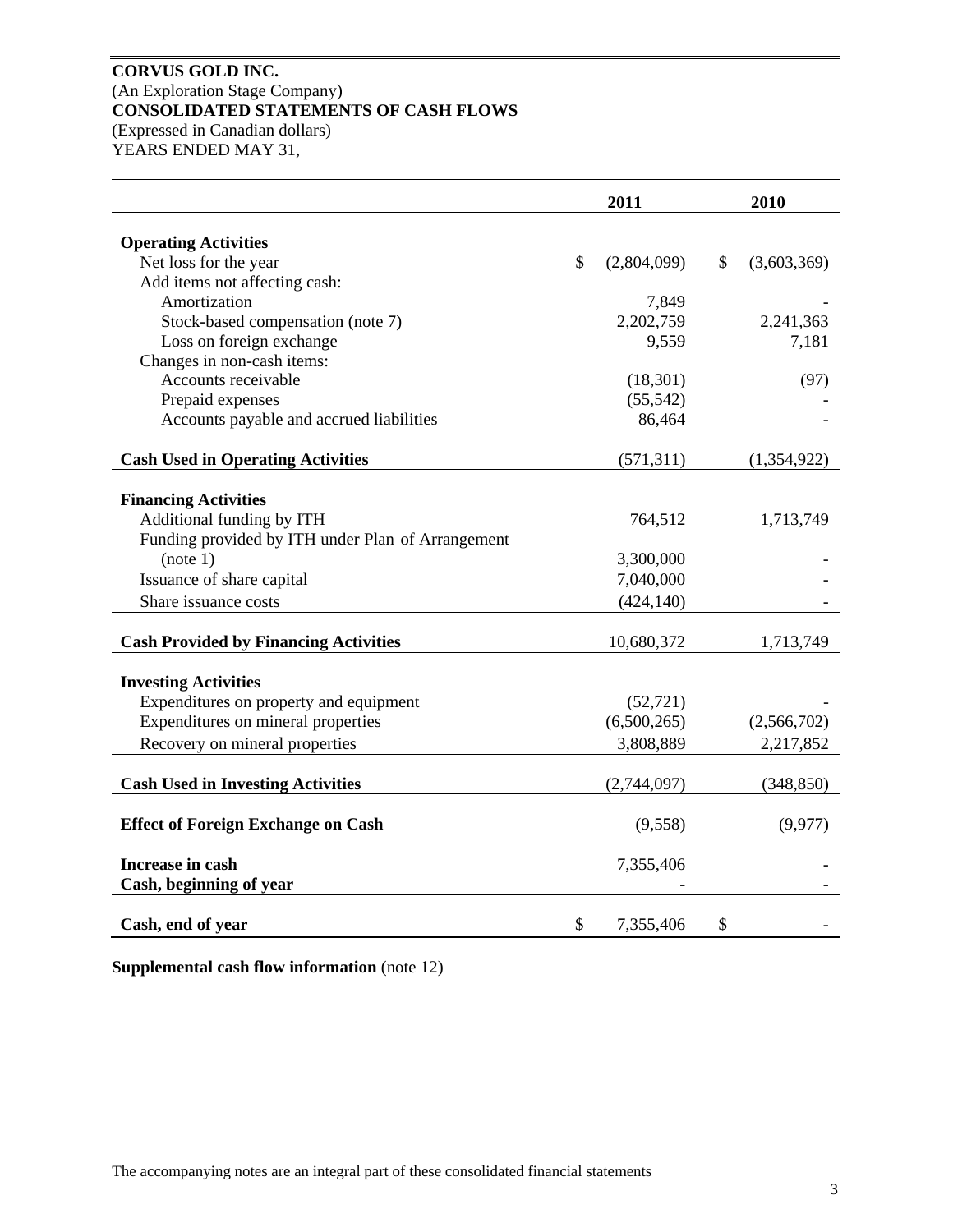**CORVUS GOLD INC.**
(An Exploration Stage Company)
**CONSOLIDATED STATEMENTS OF CASH FLOWS**
(Expressed in Canadian dollars)
YEARS ENDED MAY 31,

| | 2011 | 2010 |
|---|---|---|
| **Operating Activities** | | |
| Net loss for the year | $ (2,804,099) | $ (3,603,369) |
| Add items not affecting cash: | | |
| Amortization | 7,849 | - |
| Stock-based compensation (note 7) | 2,202,759 | 2,241,363 |
| Loss on foreign exchange | 9,559 | 7,181 |
| Changes in non-cash items: | | |
| Accounts receivable | (18,301) | (97) |
| Prepaid expenses | (55,542) | - |
| Accounts payable and accrued liabilities | 86,464 | - |
| **Cash Used in Operating Activities** | (571,311) | (1,354,922) |
| **Financing Activities** | | |
| Additional funding by ITH | 764,512 | 1,713,749 |
| Funding provided by ITH under Plan of Arrangement (note 1) | 3,300,000 | - |
| Issuance of share capital | 7,040,000 | - |
| Share issuance costs | (424,140) | - |
| **Cash Provided by Financing Activities** | 10,680,372 | 1,713,749 |
| **Investing Activities** | | |
| Expenditures on property and equipment | (52,721) | - |
| Expenditures on mineral properties | (6,500,265) | (2,566,702) |
| Recovery on mineral properties | 3,808,889 | 2,217,852 |
| **Cash Used in Investing Activities** | (2,744,097) | (348,850) |
| **Effect of Foreign Exchange on Cash** | (9,558) | (9,977) |
| **Increase in cash** | 7,355,406 | - |
| **Cash, beginning of year** | - | - |
| **Cash, end of year** | $ 7,355,406 | $ - |

**Supplemental cash flow information** (note 12)

The accompanying notes are an integral part of these consolidated financial statements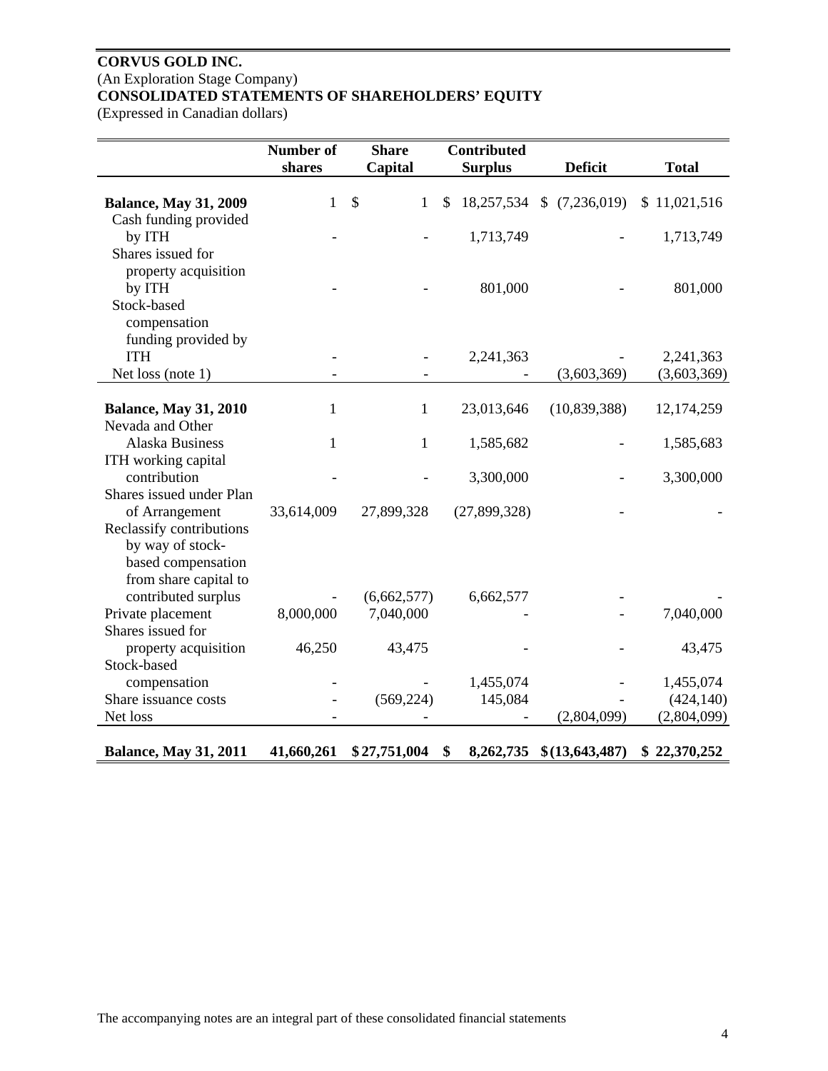**CORVUS GOLD INC.**
(An Exploration Stage Company)
**CONSOLIDATED STATEMENTS OF SHAREHOLDERS' EQUITY**
(Expressed in Canadian dollars)

| | Number of shares | Share Capital | Contributed Surplus | Deficit | Total |
|---|---|---|---|---|---|
| **Balance, May 31, 2009** | 1 | $ 1 | $ 18,257,534 | $ (7,236,019) | $ 11,021,516 |
| Cash funding provided by ITH | - | - | 1,713,749 | - | 1,713,749 |
| Shares issued for property acquisition by ITH | - | - | 801,000 | - | 801,000 |
| Stock-based compensation funding provided by ITH | - | - | 2,241,363 | - | 2,241,363 |
| Net loss (note 1) | - | - | - | (3,603,369) | (3,603,369) |
| **Balance, May 31, 2010** | 1 | 1 | 23,013,646 | (10,839,388) | 12,174,259 |
| Nevada and Other Alaska Business | 1 | 1 | 1,585,682 | - | 1,585,683 |
| ITH working capital contribution | - | - | 3,300,000 | - | 3,300,000 |
| Shares issued under Plan of Arrangement | 33,614,009 | 27,899,328 | (27,899,328) | - | - |
| Reclassify contributions by way of stock-based compensation from share capital to contributed surplus | - | (6,662,577) | 6,662,577 | - | - |
| Private placement | 8,000,000 | 7,040,000 | - | - | 7,040,000 |
| Shares issued for property acquisition | 46,250 | 43,475 | - | - | 43,475 |
| Stock-based compensation | - | - | 1,455,074 | - | 1,455,074 |
| Share issuance costs | - | (569,224) | 145,084 | - | (424,140) |
| Net loss | - | - | - | (2,804,099) | (2,804,099) |
| **Balance, May 31, 2011** | **41,660,261** | **$ 27,751,004** | **$ 8,262,735** | **$ (13,643,487)** | **$ 22,370,252** |

The accompanying notes are an integral part of these consolidated financial statements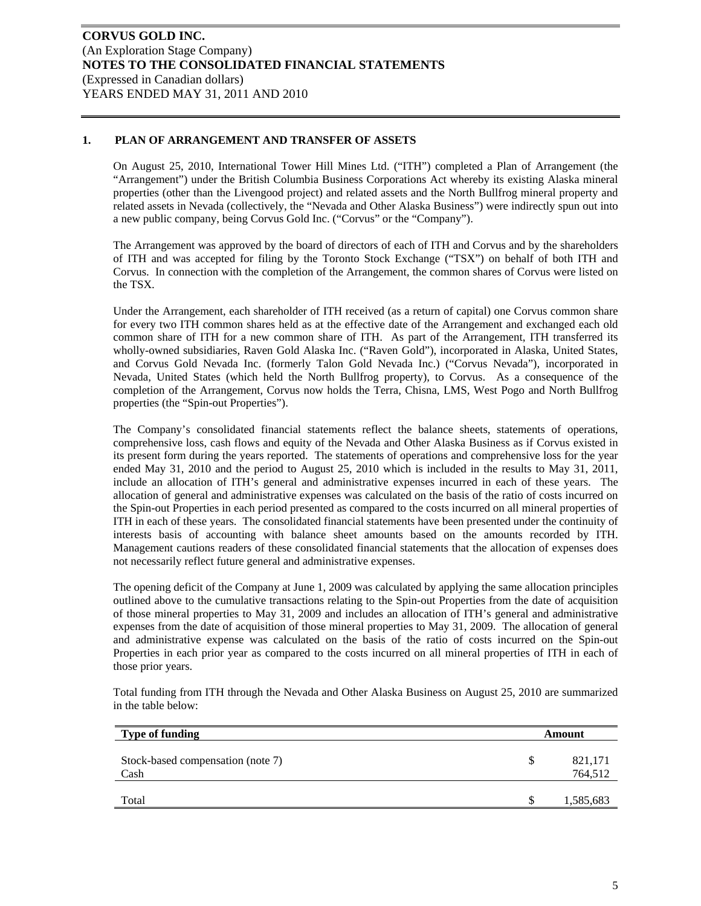**CORVUS GOLD INC.**
(An Exploration Stage Company)
**NOTES TO THE CONSOLIDATED FINANCIAL STATEMENTS**
(Expressed in Canadian dollars)
YEARS ENDED MAY 31, 2011 AND 2010

## 1. PLAN OF ARRANGEMENT AND TRANSFER OF ASSETS

On August 25, 2010, International Tower Hill Mines Ltd. ("ITH") completed a Plan of Arrangement (the "Arrangement") under the British Columbia Business Corporations Act whereby its existing Alaska mineral properties (other than the Livengood project) and related assets and the North Bullfrog mineral property and related assets in Nevada (collectively, the "Nevada and Other Alaska Business") were indirectly spun out into a new public company, being Corvus Gold Inc. ("Corvus" or the "Company").

The Arrangement was approved by the board of directors of each of ITH and Corvus and by the shareholders of ITH and was accepted for filing by the Toronto Stock Exchange ("TSX") on behalf of both ITH and Corvus. In connection with the completion of the Arrangement, the common shares of Corvus were listed on the TSX.

Under the Arrangement, each shareholder of ITH received (as a return of capital) one Corvus common share for every two ITH common shares held as at the effective date of the Arrangement and exchanged each old common share of ITH for a new common share of ITH. As part of the Arrangement, ITH transferred its wholly-owned subsidiaries, Raven Gold Alaska Inc. ("Raven Gold"), incorporated in Alaska, United States, and Corvus Gold Nevada Inc. (formerly Talon Gold Nevada Inc.) ("Corvus Nevada"), incorporated in Nevada, United States (which held the North Bullfrog property), to Corvus. As a consequence of the completion of the Arrangement, Corvus now holds the Terra, Chisna, LMS, West Pogo and North Bullfrog properties (the "Spin-out Properties").

The Company's consolidated financial statements reflect the balance sheets, statements of operations, comprehensive loss, cash flows and equity of the Nevada and Other Alaska Business as if Corvus existed in its present form during the years reported. The statements of operations and comprehensive loss for the year ended May 31, 2010 and the period to August 25, 2010 which is included in the results to May 31, 2011, include an allocation of ITH's general and administrative expenses incurred in each of these years. The allocation of general and administrative expenses was calculated on the basis of the ratio of costs incurred on the Spin-out Properties in each period presented as compared to the costs incurred on all mineral properties of ITH in each of these years. The consolidated financial statements have been presented under the continuity of interests basis of accounting with balance sheet amounts based on the amounts recorded by ITH. Management cautions readers of these consolidated financial statements that the allocation of expenses does not necessarily reflect future general and administrative expenses.

The opening deficit of the Company at June 1, 2009 was calculated by applying the same allocation principles outlined above to the cumulative transactions relating to the Spin-out Properties from the date of acquisition of those mineral properties to May 31, 2009 and includes an allocation of ITH's general and administrative expenses from the date of acquisition of those mineral properties to May 31, 2009. The allocation of general and administrative expense was calculated on the basis of the ratio of costs incurred on the Spin-out Properties in each prior year as compared to the costs incurred on all mineral properties of ITH in each of those prior years.

Total funding from ITH through the Nevada and Other Alaska Business on August 25, 2010 are summarized in the table below:

| Type of funding | | Amount |
|---|---|---|
| Stock-based compensation (note 7) | $ | 821,171 |
| Cash | | 764,512 |
| Total | $ | 1,585,683 |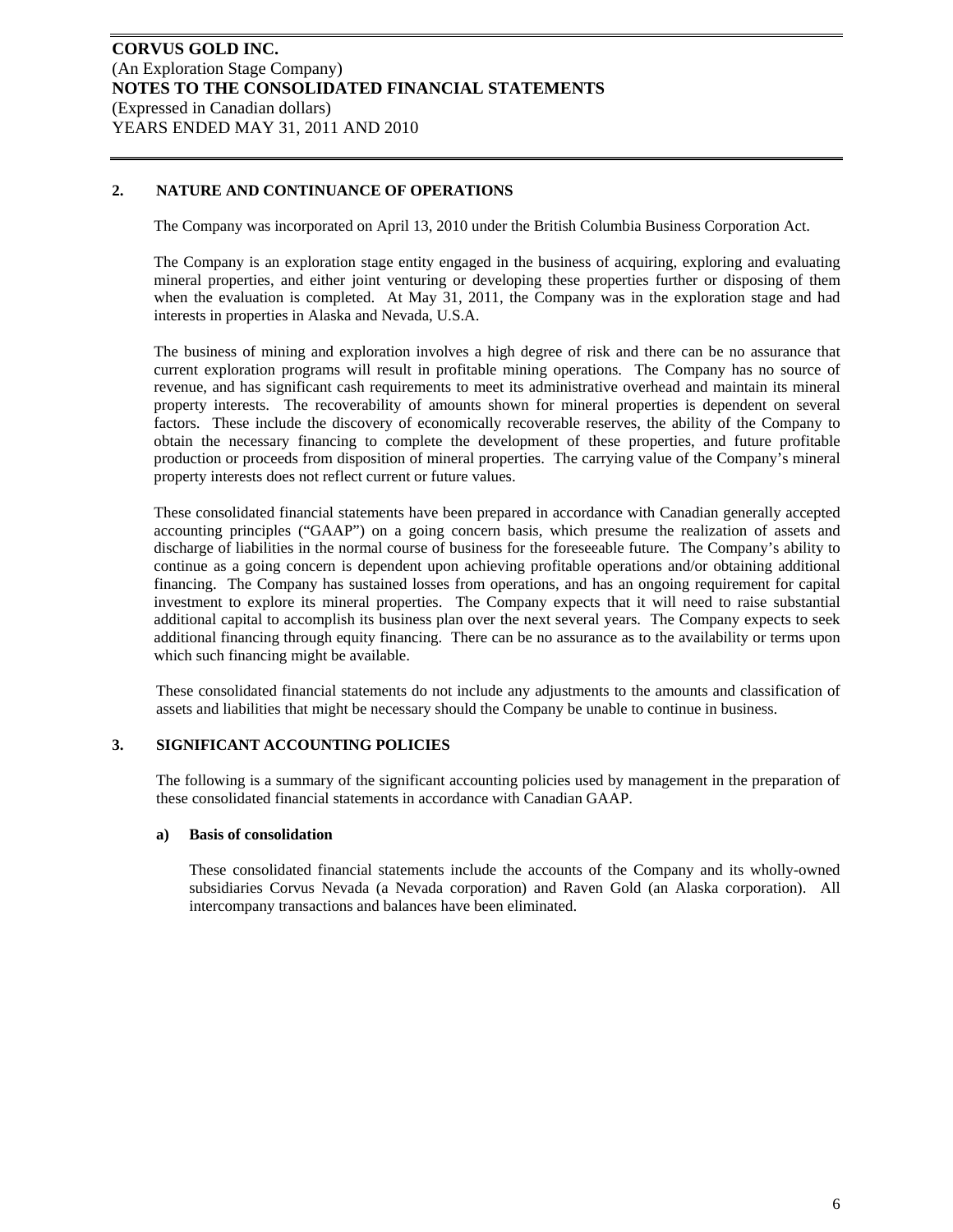## 2. NATURE AND CONTINUANCE OF OPERATIONS

The Company was incorporated on April 13, 2010 under the British Columbia Business Corporation Act.

The Company is an exploration stage entity engaged in the business of acquiring, exploring and evaluating mineral properties, and either joint venturing or developing these properties further or disposing of them when the evaluation is completed. At May 31, 2011, the Company was in the exploration stage and had interests in properties in Alaska and Nevada, U.S.A.

The business of mining and exploration involves a high degree of risk and there can be no assurance that current exploration programs will result in profitable mining operations. The Company has no source of revenue, and has significant cash requirements to meet its administrative overhead and maintain its mineral property interests. The recoverability of amounts shown for mineral properties is dependent on several factors. These include the discovery of economically recoverable reserves, the ability of the Company to obtain the necessary financing to complete the development of these properties, and future profitable production or proceeds from disposition of mineral properties. The carrying value of the Company's mineral property interests does not reflect current or future values.

These consolidated financial statements have been prepared in accordance with Canadian generally accepted accounting principles ("GAAP") on a going concern basis, which presume the realization of assets and discharge of liabilities in the normal course of business for the foreseeable future. The Company's ability to continue as a going concern is dependent upon achieving profitable operations and/or obtaining additional financing. The Company has sustained losses from operations, and has an ongoing requirement for capital investment to explore its mineral properties. The Company expects that it will need to raise substantial additional capital to accomplish its business plan over the next several years. The Company expects to seek additional financing through equity financing. There can be no assurance as to the availability or terms upon which such financing might be available.

These consolidated financial statements do not include any adjustments to the amounts and classification of assets and liabilities that might be necessary should the Company be unable to continue in business.

## 3. SIGNIFICANT ACCOUNTING POLICIES

The following is a summary of the significant accounting policies used by management in the preparation of these consolidated financial statements in accordance with Canadian GAAP.

### a) Basis of consolidation

These consolidated financial statements include the accounts of the Company and its wholly-owned subsidiaries Corvus Nevada (a Nevada corporation) and Raven Gold (an Alaska corporation). All intercompany transactions and balances have been eliminated.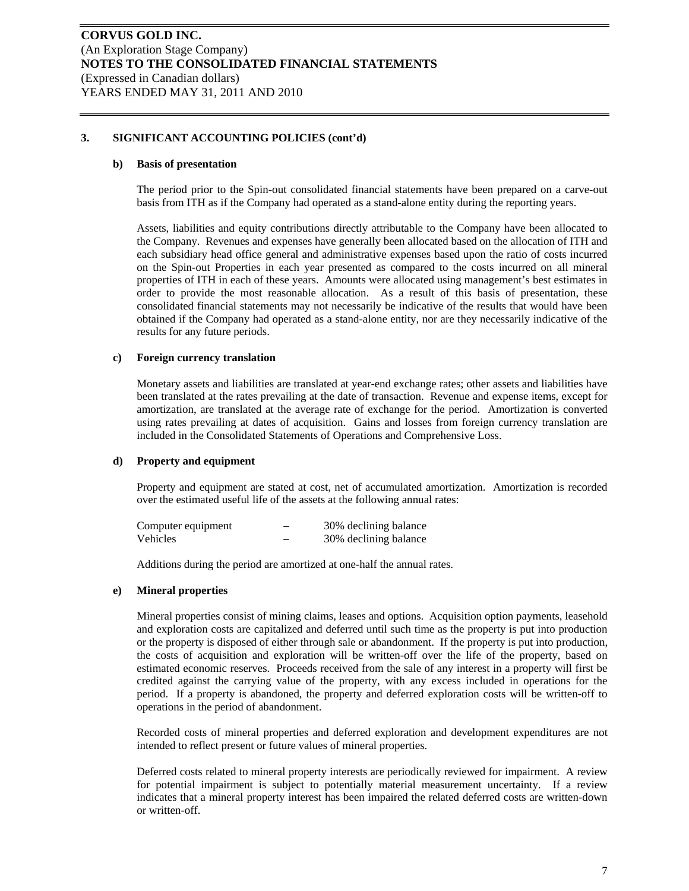**CORVUS GOLD INC.**
(An Exploration Stage Company)
**NOTES TO THE CONSOLIDATED FINANCIAL STATEMENTS**
(Expressed in Canadian dollars)
YEARS ENDED MAY 31, 2011 AND 2010

### 3. SIGNIFICANT ACCOUNTING POLICIES (cont'd)

#### b) Basis of presentation

The period prior to the Spin-out consolidated financial statements have been prepared on a carve-out basis from ITH as if the Company had operated as a stand-alone entity during the reporting years.

Assets, liabilities and equity contributions directly attributable to the Company have been allocated to the Company. Revenues and expenses have generally been allocated based on the allocation of ITH and each subsidiary head office general and administrative expenses based upon the ratio of costs incurred on the Spin-out Properties in each year presented as compared to the costs incurred on all mineral properties of ITH in each of these years. Amounts were allocated using management's best estimates in order to provide the most reasonable allocation. As a result of this basis of presentation, these consolidated financial statements may not necessarily be indicative of the results that would have been obtained if the Company had operated as a stand-alone entity, nor are they necessarily indicative of the results for any future periods.

#### c) Foreign currency translation

Monetary assets and liabilities are translated at year-end exchange rates; other assets and liabilities have been translated at the rates prevailing at the date of transaction. Revenue and expense items, except for amortization, are translated at the average rate of exchange for the period. Amortization is converted using rates prevailing at dates of acquisition. Gains and losses from foreign currency translation are included in the Consolidated Statements of Operations and Comprehensive Loss.

#### d) Property and equipment

Property and equipment are stated at cost, net of accumulated amortization. Amortization is recorded over the estimated useful life of the assets at the following annual rates:

| | | |
|---|---|---|
| Computer equipment | – | 30% declining balance |
| Vehicles | – | 30% declining balance |

Additions during the period are amortized at one-half the annual rates.

#### e) Mineral properties

Mineral properties consist of mining claims, leases and options. Acquisition option payments, leasehold and exploration costs are capitalized and deferred until such time as the property is put into production or the property is disposed of either through sale or abandonment. If the property is put into production, the costs of acquisition and exploration will be written-off over the life of the property, based on estimated economic reserves. Proceeds received from the sale of any interest in a property will first be credited against the carrying value of the property, with any excess included in operations for the period. If a property is abandoned, the property and deferred exploration costs will be written-off to operations in the period of abandonment.

Recorded costs of mineral properties and deferred exploration and development expenditures are not intended to reflect present or future values of mineral properties.

Deferred costs related to mineral property interests are periodically reviewed for impairment. A review for potential impairment is subject to potentially material measurement uncertainty. If a review indicates that a mineral property interest has been impaired the related deferred costs are written-down or written-off.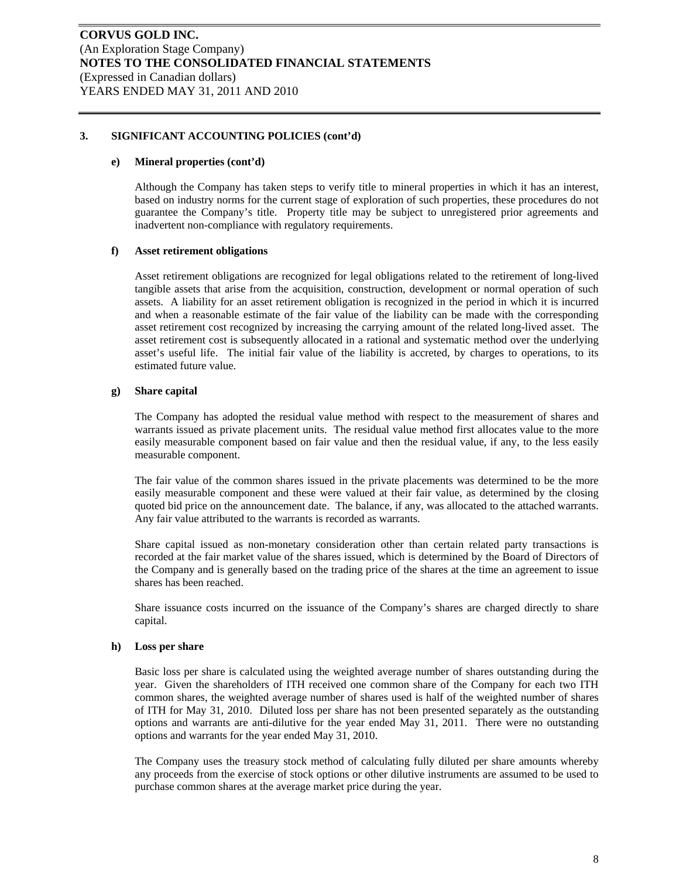### 3. SIGNIFICANT ACCOUNTING POLICIES (cont'd)

#### e) Mineral properties (cont'd)

Although the Company has taken steps to verify title to mineral properties in which it has an interest, based on industry norms for the current stage of exploration of such properties, these procedures do not guarantee the Company's title. Property title may be subject to unregistered prior agreements and inadvertent non-compliance with regulatory requirements.

#### f) Asset retirement obligations

Asset retirement obligations are recognized for legal obligations related to the retirement of long-lived tangible assets that arise from the acquisition, construction, development or normal operation of such assets. A liability for an asset retirement obligation is recognized in the period in which it is incurred and when a reasonable estimate of the fair value of the liability can be made with the corresponding asset retirement cost recognized by increasing the carrying amount of the related long-lived asset. The asset retirement cost is subsequently allocated in a rational and systematic method over the underlying asset's useful life. The initial fair value of the liability is accreted, by charges to operations, to its estimated future value.

#### g) Share capital

The Company has adopted the residual value method with respect to the measurement of shares and warrants issued as private placement units. The residual value method first allocates value to the more easily measurable component based on fair value and then the residual value, if any, to the less easily measurable component.

The fair value of the common shares issued in the private placements was determined to be the more easily measurable component and these were valued at their fair value, as determined by the closing quoted bid price on the announcement date. The balance, if any, was allocated to the attached warrants. Any fair value attributed to the warrants is recorded as warrants.

Share capital issued as non-monetary consideration other than certain related party transactions is recorded at the fair market value of the shares issued, which is determined by the Board of Directors of the Company and is generally based on the trading price of the shares at the time an agreement to issue shares has been reached.

Share issuance costs incurred on the issuance of the Company's shares are charged directly to share capital.

#### h) Loss per share

Basic loss per share is calculated using the weighted average number of shares outstanding during the year. Given the shareholders of ITH received one common share of the Company for each two ITH common shares, the weighted average number of shares used is half of the weighted number of shares of ITH for May 31, 2010. Diluted loss per share has not been presented separately as the outstanding options and warrants are anti-dilutive for the year ended May 31, 2011. There were no outstanding options and warrants for the year ended May 31, 2010.

The Company uses the treasury stock method of calculating fully diluted per share amounts whereby any proceeds from the exercise of stock options or other dilutive instruments are assumed to be used to purchase common shares at the average market price during the year.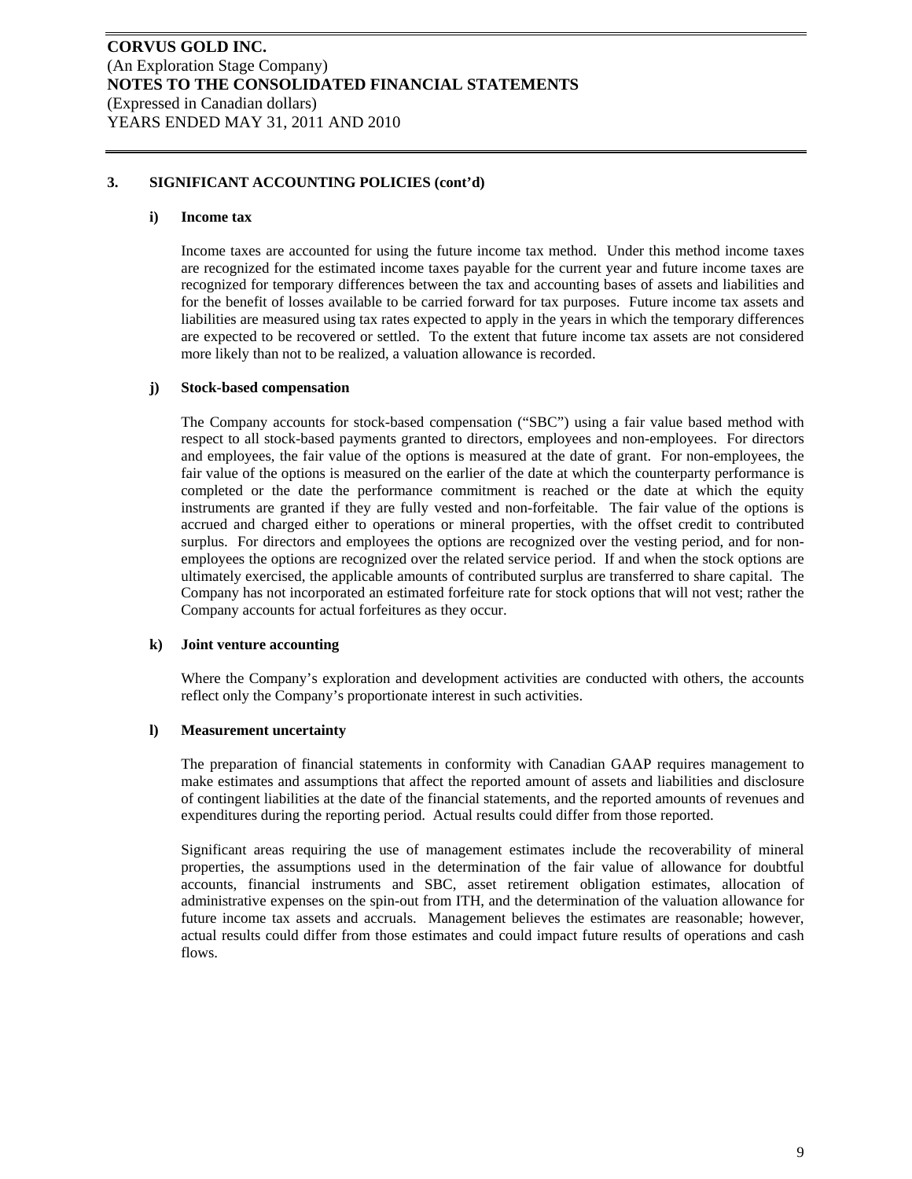## 3. SIGNIFICANT ACCOUNTING POLICIES (cont'd)

### i) Income tax

Income taxes are accounted for using the future income tax method. Under this method income taxes are recognized for the estimated income taxes payable for the current year and future income taxes are recognized for temporary differences between the tax and accounting bases of assets and liabilities and for the benefit of losses available to be carried forward for tax purposes. Future income tax assets and liabilities are measured using tax rates expected to apply in the years in which the temporary differences are expected to be recovered or settled. To the extent that future income tax assets are not considered more likely than not to be realized, a valuation allowance is recorded.

### j) Stock-based compensation

The Company accounts for stock-based compensation ("SBC") using a fair value based method with respect to all stock-based payments granted to directors, employees and non-employees. For directors and employees, the fair value of the options is measured at the date of grant. For non-employees, the fair value of the options is measured on the earlier of the date at which the counterparty performance is completed or the date the performance commitment is reached or the date at which the equity instruments are granted if they are fully vested and non-forfeitable. The fair value of the options is accrued and charged either to operations or mineral properties, with the offset credit to contributed surplus. For directors and employees the options are recognized over the vesting period, and for non-employees the options are recognized over the related service period. If and when the stock options are ultimately exercised, the applicable amounts of contributed surplus are transferred to share capital. The Company has not incorporated an estimated forfeiture rate for stock options that will not vest; rather the Company accounts for actual forfeitures as they occur.

### k) Joint venture accounting

Where the Company's exploration and development activities are conducted with others, the accounts reflect only the Company's proportionate interest in such activities.

### l) Measurement uncertainty

The preparation of financial statements in conformity with Canadian GAAP requires management to make estimates and assumptions that affect the reported amount of assets and liabilities and disclosure of contingent liabilities at the date of the financial statements, and the reported amounts of revenues and expenditures during the reporting period. Actual results could differ from those reported.

Significant areas requiring the use of management estimates include the recoverability of mineral properties, the assumptions used in the determination of the fair value of allowance for doubtful accounts, financial instruments and SBC, asset retirement obligation estimates, allocation of administrative expenses on the spin-out from ITH, and the determination of the valuation allowance for future income tax assets and accruals. Management believes the estimates are reasonable; however, actual results could differ from those estimates and could impact future results of operations and cash flows.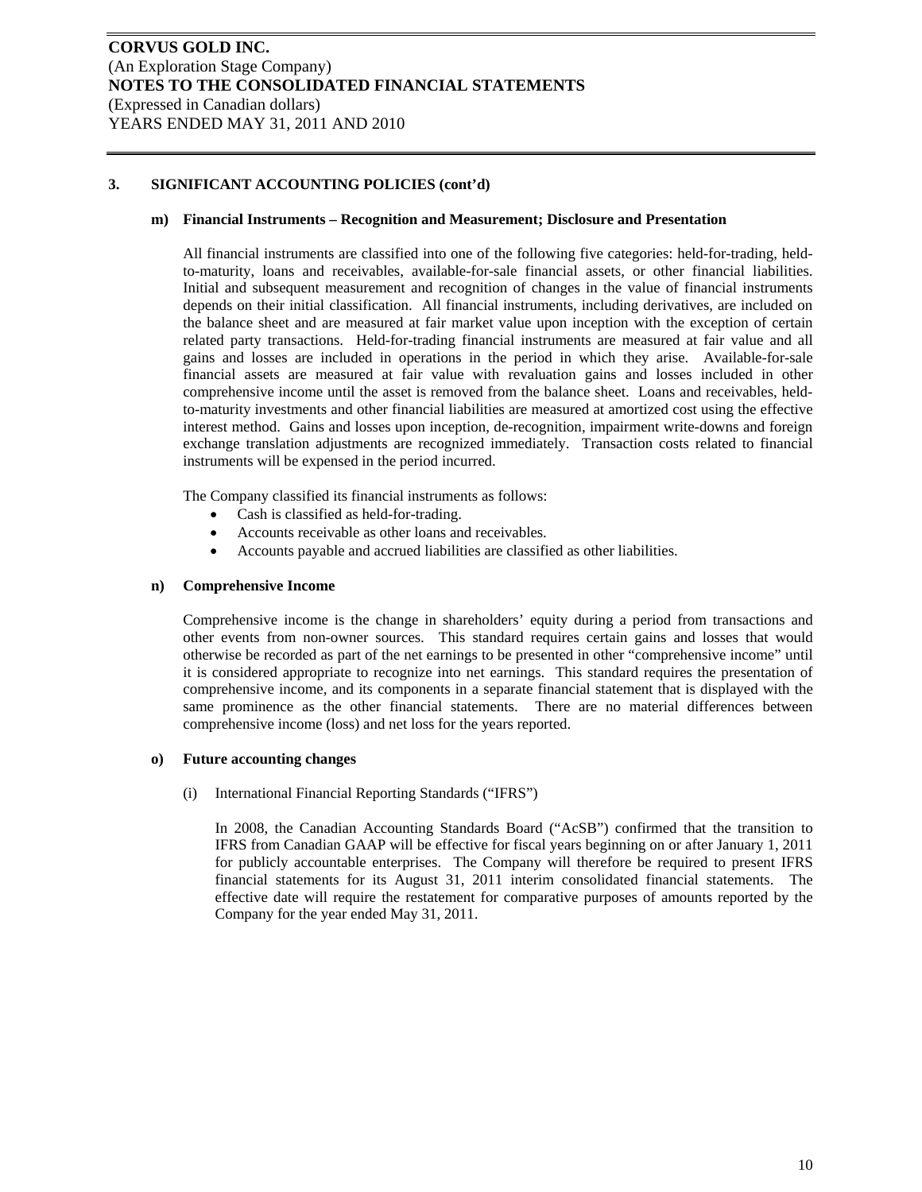## 3. SIGNIFICANT ACCOUNTING POLICIES (cont'd)

### m) Financial Instruments – Recognition and Measurement; Disclosure and Presentation

All financial instruments are classified into one of the following five categories: held-for-trading, held-to-maturity, loans and receivables, available-for-sale financial assets, or other financial liabilities. Initial and subsequent measurement and recognition of changes in the value of financial instruments depends on their initial classification. All financial instruments, including derivatives, are included on the balance sheet and are measured at fair market value upon inception with the exception of certain related party transactions. Held-for-trading financial instruments are measured at fair value and all gains and losses are included in operations in the period in which they arise. Available-for-sale financial assets are measured at fair value with revaluation gains and losses included in other comprehensive income until the asset is removed from the balance sheet. Loans and receivables, held-to-maturity investments and other financial liabilities are measured at amortized cost using the effective interest method. Gains and losses upon inception, de-recognition, impairment write-downs and foreign exchange translation adjustments are recognized immediately. Transaction costs related to financial instruments will be expensed in the period incurred.

The Company classified its financial instruments as follows:

- Cash is classified as held-for-trading.
- Accounts receivable as other loans and receivables.
- Accounts payable and accrued liabilities are classified as other liabilities.

### n) Comprehensive Income

Comprehensive income is the change in shareholders' equity during a period from transactions and other events from non-owner sources. This standard requires certain gains and losses that would otherwise be recorded as part of the net earnings to be presented in other "comprehensive income" until it is considered appropriate to recognize into net earnings. This standard requires the presentation of comprehensive income, and its components in a separate financial statement that is displayed with the same prominence as the other financial statements. There are no material differences between comprehensive income (loss) and net loss for the years reported.

### o) Future accounting changes

(i) International Financial Reporting Standards ("IFRS")

In 2008, the Canadian Accounting Standards Board ("AcSB") confirmed that the transition to IFRS from Canadian GAAP will be effective for fiscal years beginning on or after January 1, 2011 for publicly accountable enterprises. The Company will therefore be required to present IFRS financial statements for its August 31, 2011 interim consolidated financial statements. The effective date will require the restatement for comparative purposes of amounts reported by the Company for the year ended May 31, 2011.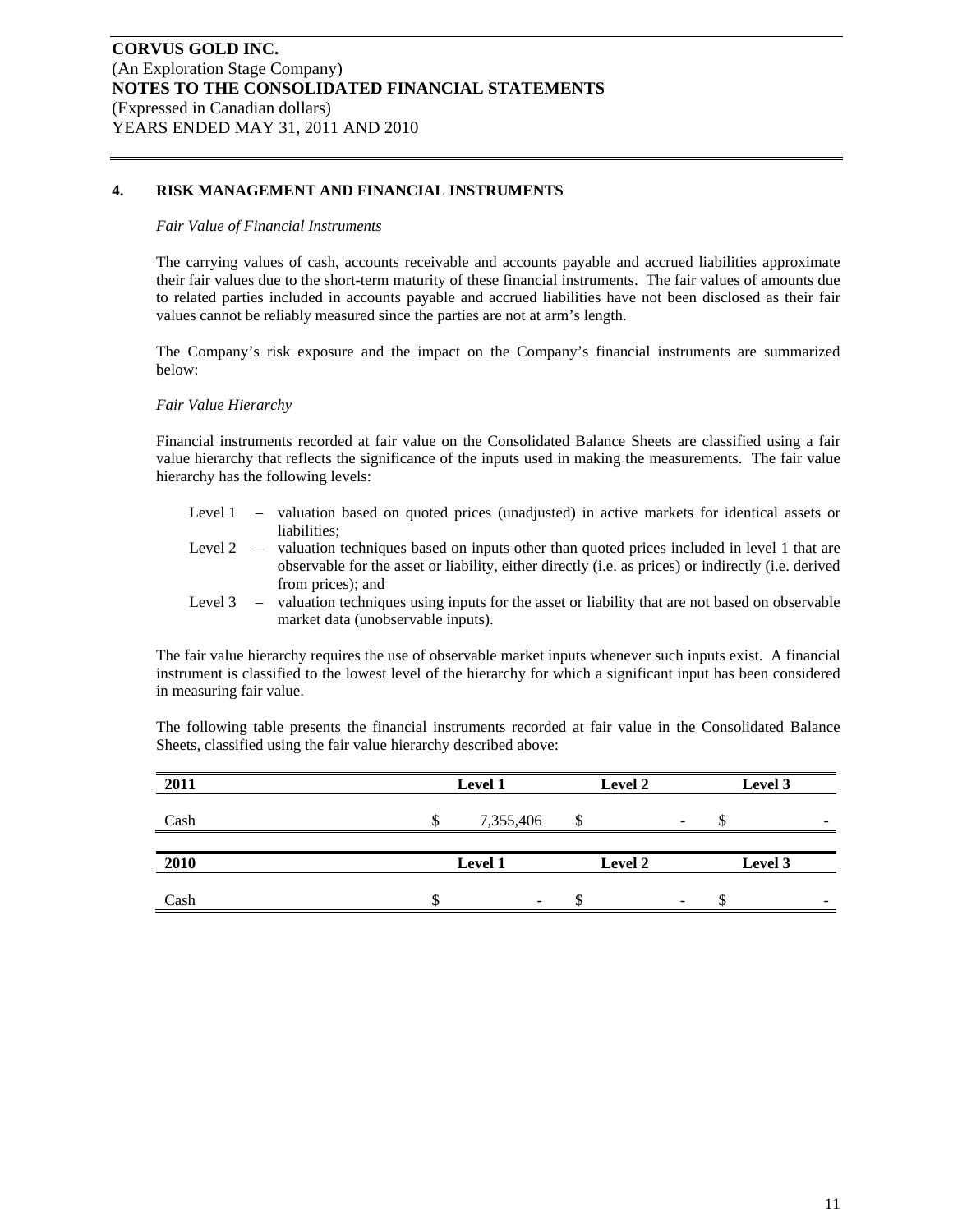**CORVUS GOLD INC.**
(An Exploration Stage Company)
**NOTES TO THE CONSOLIDATED FINANCIAL STATEMENTS**
(Expressed in Canadian dollars)
YEARS ENDED MAY 31, 2011 AND 2010

## 4. RISK MANAGEMENT AND FINANCIAL INSTRUMENTS

*Fair Value of Financial Instruments*

The carrying values of cash, accounts receivable and accounts payable and accrued liabilities approximate their fair values due to the short-term maturity of these financial instruments. The fair values of amounts due to related parties included in accounts payable and accrued liabilities have not been disclosed as their fair values cannot be reliably measured since the parties are not at arm's length.

The Company's risk exposure and the impact on the Company's financial instruments are summarized below:

*Fair Value Hierarchy*

Financial instruments recorded at fair value on the Consolidated Balance Sheets are classified using a fair value hierarchy that reflects the significance of the inputs used in making the measurements. The fair value hierarchy has the following levels:

- Level 1 – valuation based on quoted prices (unadjusted) in active markets for identical assets or liabilities;
- Level 2 – valuation techniques based on inputs other than quoted prices included in level 1 that are observable for the asset or liability, either directly (i.e. as prices) or indirectly (i.e. derived from prices); and
- Level 3 – valuation techniques using inputs for the asset or liability that are not based on observable market data (unobservable inputs).

The fair value hierarchy requires the use of observable market inputs whenever such inputs exist. A financial instrument is classified to the lowest level of the hierarchy for which a significant input has been considered in measuring fair value.

The following table presents the financial instruments recorded at fair value in the Consolidated Balance Sheets, classified using the fair value hierarchy described above:

| 2011 | Level 1 | Level 2 | Level 3 |
|---|---|---|---|
| Cash | $ 7,355,406 | $ - | $ - |

| 2010 | Level 1 | Level 2 | Level 3 |
|---|---|---|---|
| Cash | $ - | $ - | $ - |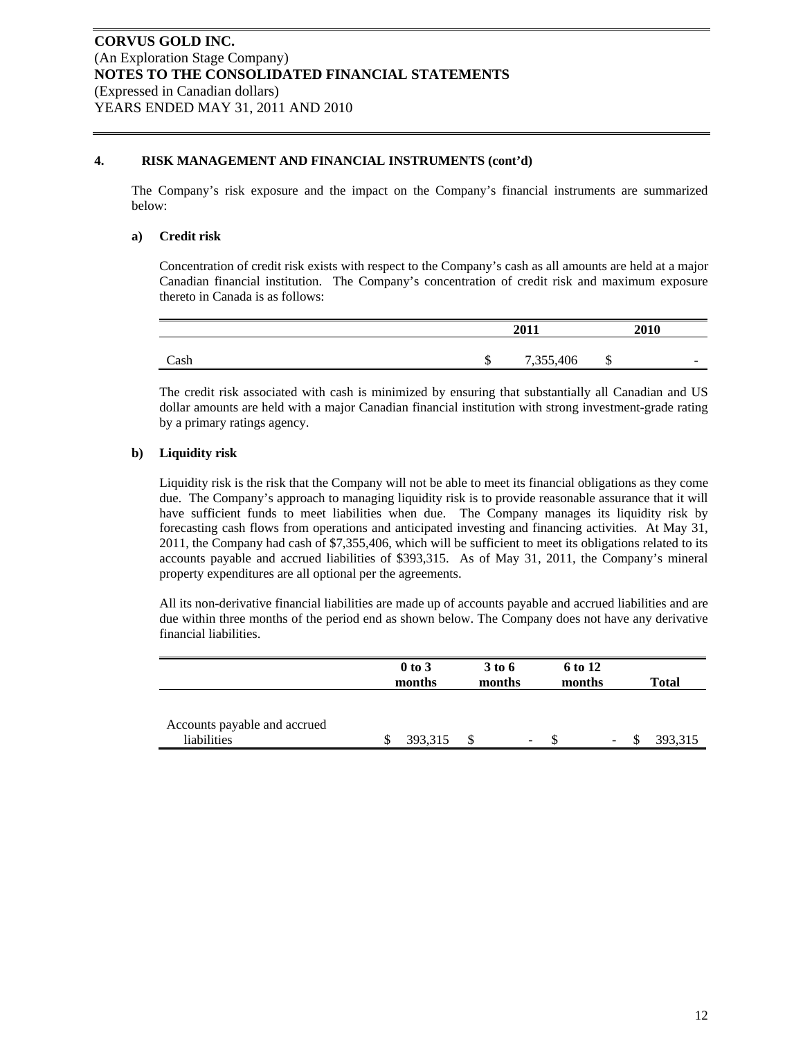**CORVUS GOLD INC.**
(An Exploration Stage Company)
**NOTES TO THE CONSOLIDATED FINANCIAL STATEMENTS**
(Expressed in Canadian dollars)
YEARS ENDED MAY 31, 2011 AND 2010

## 4. RISK MANAGEMENT AND FINANCIAL INSTRUMENTS (cont'd)

The Company's risk exposure and the impact on the Company's financial instruments are summarized below:

### a) Credit risk

Concentration of credit risk exists with respect to the Company's cash as all amounts are held at a major Canadian financial institution. The Company's concentration of credit risk and maximum exposure thereto in Canada is as follows:

| | 2011 | 2010 |
|---|---|---|
| Cash | $ 7,355,406 | $ - |

The credit risk associated with cash is minimized by ensuring that substantially all Canadian and US dollar amounts are held with a major Canadian financial institution with strong investment-grade rating by a primary ratings agency.

### b) Liquidity risk

Liquidity risk is the risk that the Company will not be able to meet its financial obligations as they come due. The Company's approach to managing liquidity risk is to provide reasonable assurance that it will have sufficient funds to meet liabilities when due. The Company manages its liquidity risk by forecasting cash flows from operations and anticipated investing and financing activities. At May 31, 2011, the Company had cash of $7,355,406, which will be sufficient to meet its obligations related to its accounts payable and accrued liabilities of $393,315. As of May 31, 2011, the Company's mineral property expenditures are all optional per the agreements.

All its non-derivative financial liabilities are made up of accounts payable and accrued liabilities and are due within three months of the period end as shown below. The Company does not have any derivative financial liabilities.

| | 0 to 3 months | 3 to 6 months | 6 to 12 months | Total |
|---|---|---|---|---|
| Accounts payable and accrued liabilities | $ 393,315 | $ - | $ - | $ 393,315 |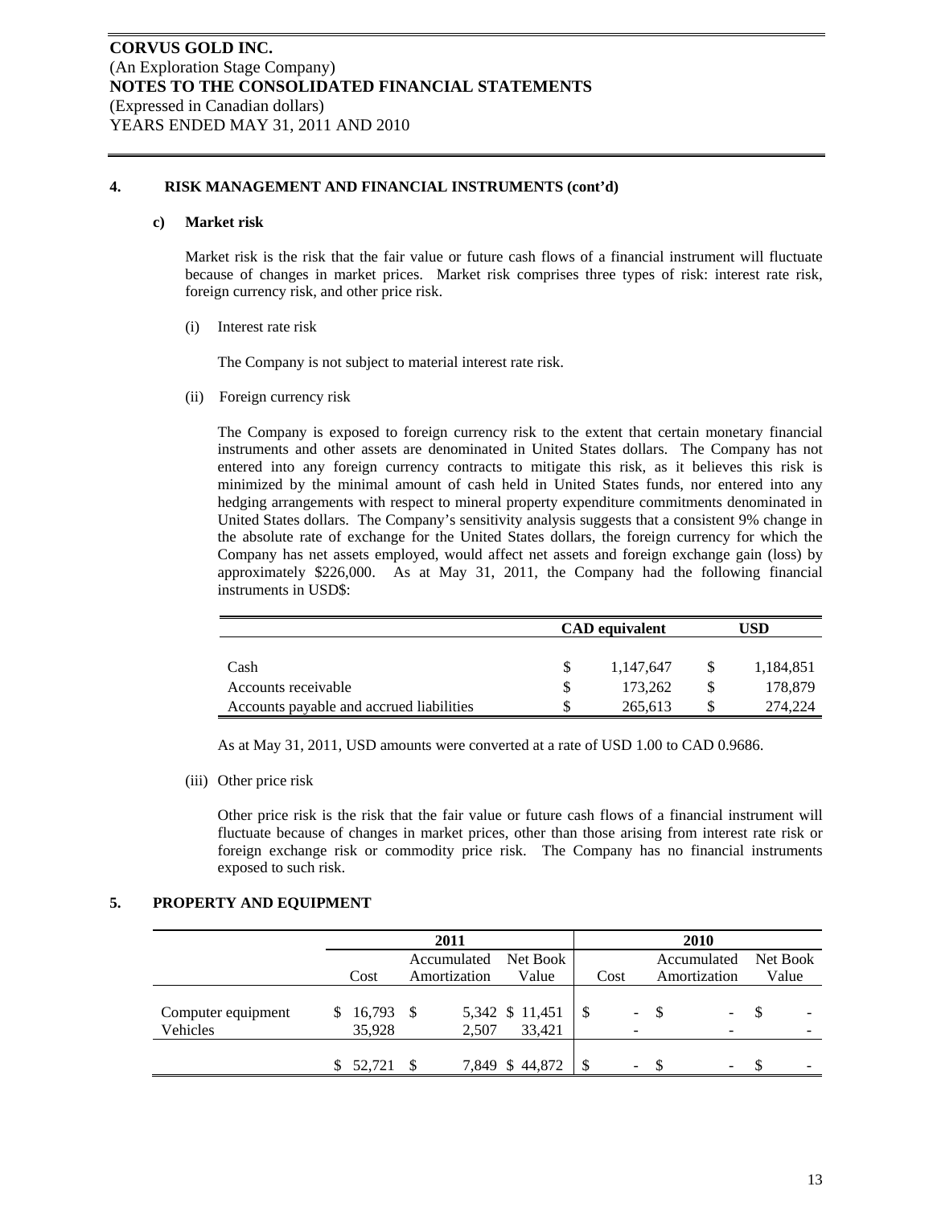**CORVUS GOLD INC.**
(An Exploration Stage Company)
**NOTES TO THE CONSOLIDATED FINANCIAL STATEMENTS**
(Expressed in Canadian dollars)
YEARS ENDED MAY 31, 2011 AND 2010

## 4. RISK MANAGEMENT AND FINANCIAL INSTRUMENTS (cont'd)

### c) Market risk

Market risk is the risk that the fair value or future cash flows of a financial instrument will fluctuate because of changes in market prices. Market risk comprises three types of risk: interest rate risk, foreign currency risk, and other price risk.

(i) Interest rate risk

The Company is not subject to material interest rate risk.

(ii) Foreign currency risk

The Company is exposed to foreign currency risk to the extent that certain monetary financial instruments and other assets are denominated in United States dollars. The Company has not entered into any foreign currency contracts to mitigate this risk, as it believes this risk is minimized by the minimal amount of cash held in United States funds, nor entered into any hedging arrangements with respect to mineral property expenditure commitments denominated in United States dollars. The Company's sensitivity analysis suggests that a consistent 9% change in the absolute rate of exchange for the United States dollars, the foreign currency for which the Company has net assets employed, would affect net assets and foreign exchange gain (loss) by approximately $226,000. As at May 31, 2011, the Company had the following financial instruments in USD$:

| | CAD equivalent | USD |
|---|---|---|
| Cash | $ 1,147,647 | $ 1,184,851 |
| Accounts receivable | $ 173,262 | $ 178,879 |
| Accounts payable and accrued liabilities | $ 265,613 | $ 274,224 |

As at May 31, 2011, USD amounts were converted at a rate of USD 1.00 to CAD 0.9686.

(iii) Other price risk

Other price risk is the risk that the fair value or future cash flows of a financial instrument will fluctuate because of changes in market prices, other than those arising from interest rate risk or foreign exchange risk or commodity price risk. The Company has no financial instruments exposed to such risk.

## 5. PROPERTY AND EQUIPMENT

| | 2011 | | | 2010 | | |
|---|---|---|---|---|---|---|
| | Cost | Accumulated Amortization | Net Book Value | Cost | Accumulated Amortization | Net Book Value |
| Computer equipment | $ 16,793 | $ 5,342 | $ 11,451 | $ - | $ - | $ - |
| Vehicles | 35,928 | 2,507 | 33,421 | - | - | - |
| | $ 52,721 | $ 7,849 | $ 44,872 | $ - | $ - | $ - |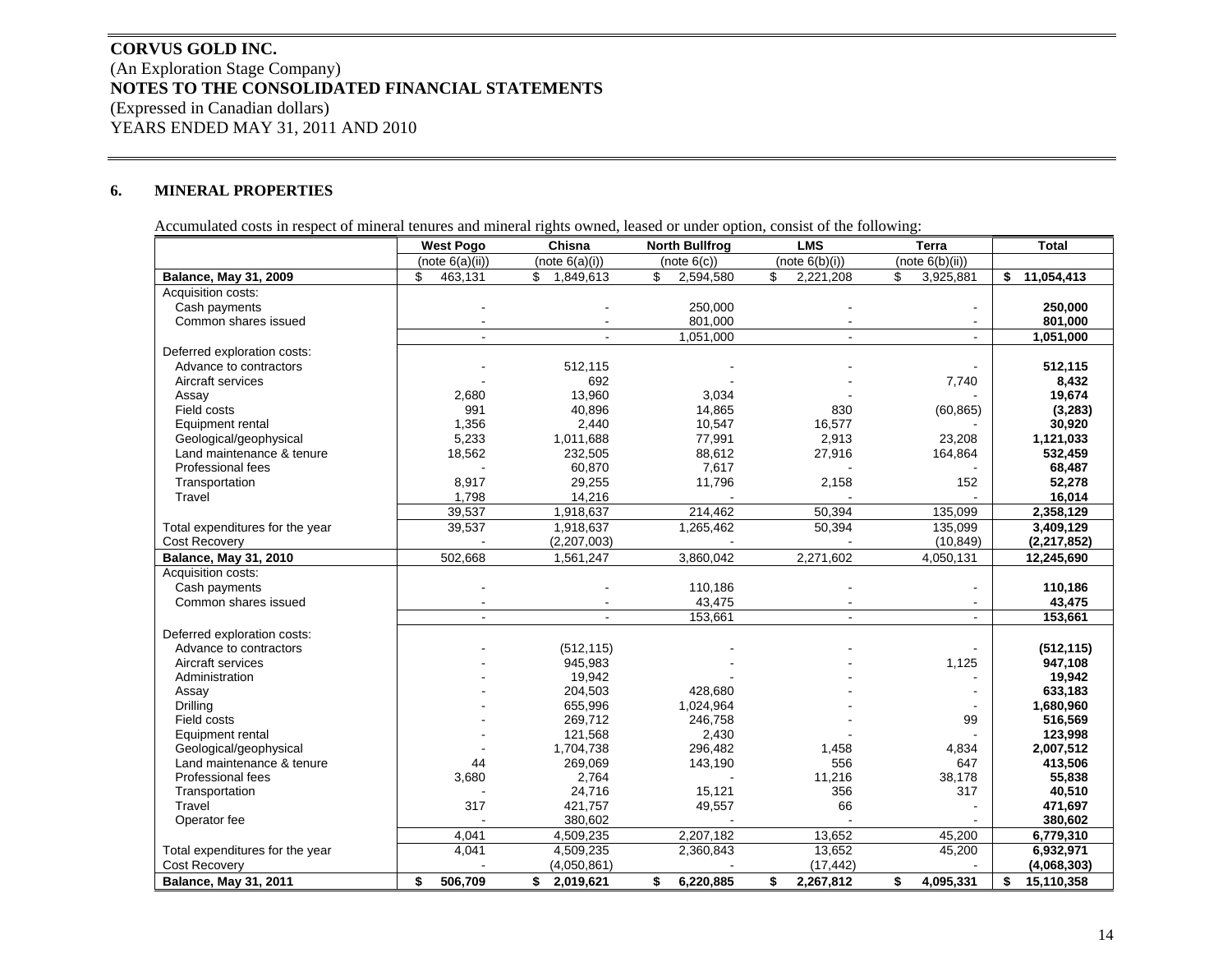**CORVUS GOLD INC.**
(An Exploration Stage Company)
**NOTES TO THE CONSOLIDATED FINANCIAL STATEMENTS**
(Expressed in Canadian dollars)
YEARS ENDED MAY 31, 2011 AND 2010

## 6. MINERAL PROPERTIES

Accumulated costs in respect of mineral tenures and mineral rights owned, leased or under option, consist of the following:

| | West Pogo | Chisna | North Bullfrog | LMS | Terra | Total |
|---|---|---|---|---|---|---|
| | (note 6(a)(ii)) | (note 6(a)(i)) | (note 6(c)) | (note 6(b)(i)) | (note 6(b)(ii)) | |
| **Balance, May 31, 2009** | $ 463,131 | $ 1,849,613 | $ 2,594,580 | $ 2,221,208 | $ 3,925,881 | **$ 11,054,413** |
| Acquisition costs: | | | | | | |
| Cash payments | - | - | 250,000 | - | - | **250,000** |
| Common shares issued | - | - | 801,000 | - | - | **801,000** |
| | - | - | 1,051,000 | - | - | **1,051,000** |
| Deferred exploration costs: | | | | | | |
| Advance to contractors | - | 512,115 | - | - | - | **512,115** |
| Aircraft services | - | 692 | - | - | 7,740 | **8,432** |
| Assay | 2,680 | 13,960 | 3,034 | - | - | **19,674** |
| Field costs | 991 | 40,896 | 14,865 | 830 | (60,865) | **(3,283)** |
| Equipment rental | 1,356 | 2,440 | 10,547 | 16,577 | - | **30,920** |
| Geological/geophysical | 5,233 | 1,011,688 | 77,991 | 2,913 | 23,208 | **1,121,033** |
| Land maintenance & tenure | 18,562 | 232,505 | 88,612 | 27,916 | 164,864 | **532,459** |
| Professional fees | - | 60,870 | 7,617 | - | - | **68,487** |
| Transportation | 8,917 | 29,255 | 11,796 | 2,158 | 152 | **52,278** |
| Travel | 1,798 | 14,216 | - | - | - | **16,014** |
| | 39,537 | 1,918,637 | 214,462 | 50,394 | 135,099 | **2,358,129** |
| Total expenditures for the year | 39,537 | 1,918,637 | 1,265,462 | 50,394 | 135,099 | **3,409,129** |
| Cost Recovery | - | (2,207,003) | - | - | (10,849) | **(2,217,852)** |
| **Balance, May 31, 2010** | 502,668 | 1,561,247 | 3,860,042 | 2,271,602 | 4,050,131 | **12,245,690** |
| Acquisition costs: | | | | | | |
| Cash payments | - | - | 110,186 | - | - | **110,186** |
| Common shares issued | - | - | 43,475 | - | - | **43,475** |
| | - | - | 153,661 | - | - | **153,661** |
| Deferred exploration costs: | | | | | | |
| Advance to contractors | - | (512,115) | - | - | - | **(512,115)** |
| Aircraft services | - | 945,983 | - | - | 1,125 | **947,108** |
| Administration | - | 19,942 | - | - | - | **19,942** |
| Assay | - | 204,503 | 428,680 | - | - | **633,183** |
| Drilling | - | 655,996 | 1,024,964 | - | - | **1,680,960** |
| Field costs | - | 269,712 | 246,758 | - | 99 | **516,569** |
| Equipment rental | - | 121,568 | 2,430 | - | - | **123,998** |
| Geological/geophysical | - | 1,704,738 | 296,482 | 1,458 | 4,834 | **2,007,512** |
| Land maintenance & tenure | 44 | 269,069 | 143,190 | 556 | 647 | **413,506** |
| Professional fees | 3,680 | 2,764 | - | 11,216 | 38,178 | **55,838** |
| Transportation | - | 24,716 | 15,121 | 356 | 317 | **40,510** |
| Travel | 317 | 421,757 | 49,557 | 66 | - | **471,697** |
| Operator fee | - | 380,602 | - | - | - | **380,602** |
| | 4,041 | 4,509,235 | 2,207,182 | 13,652 | 45,200 | **6,779,310** |
| Total expenditures for the year | 4,041 | 4,509,235 | 2,360,843 | 13,652 | 45,200 | **6,932,971** |
| Cost Recovery | - | (4,050,861) | - | (17,442) | - | **(4,068,303)** |
| **Balance, May 31, 2011** | **$ 506,709** | **$ 2,019,621** | **$ 6,220,885** | **$ 2,267,812** | **$ 4,095,331** | **$ 15,110,358** |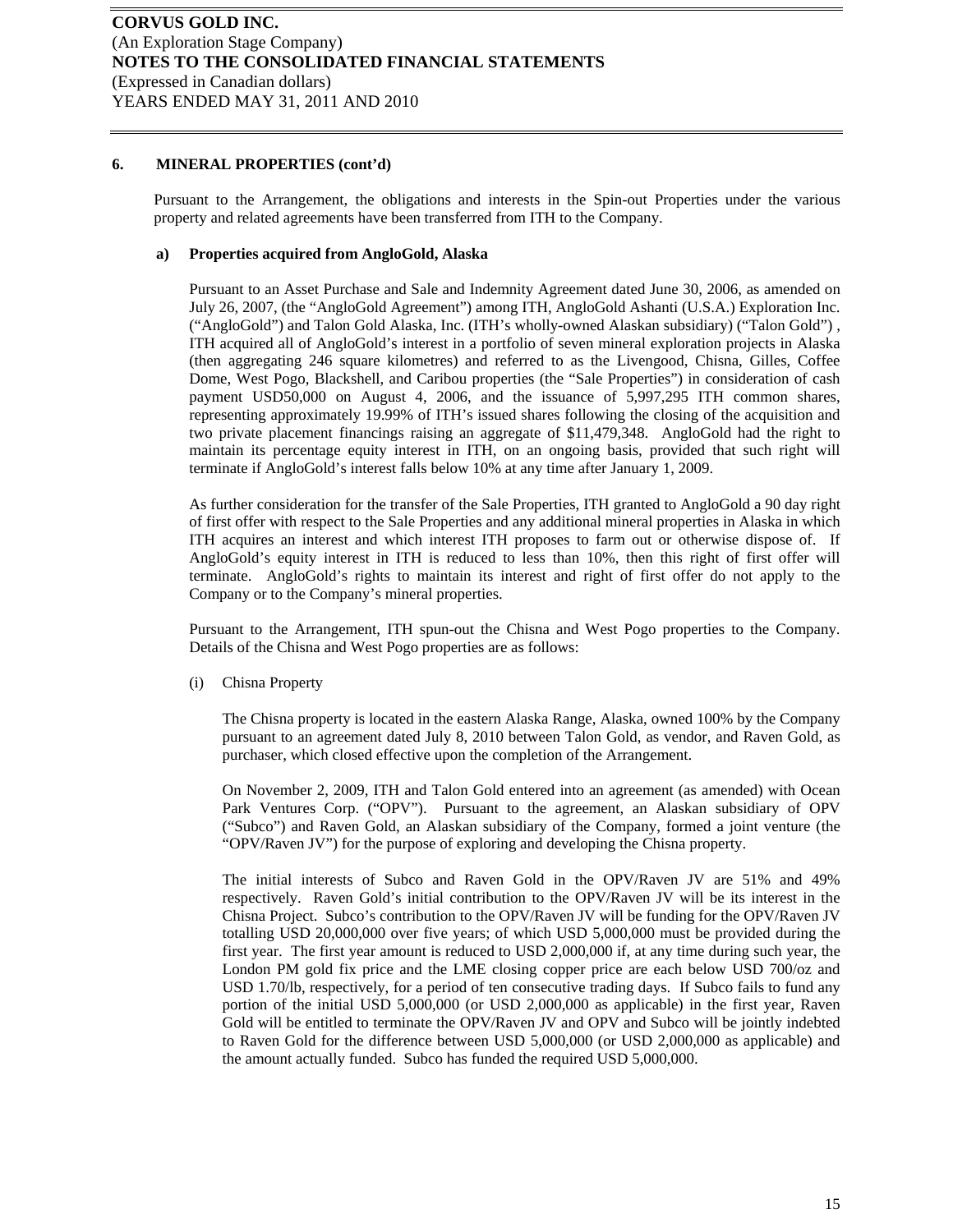### 6. MINERAL PROPERTIES (cont'd)

Pursuant to the Arrangement, the obligations and interests in the Spin-out Properties under the various property and related agreements have been transferred from ITH to the Company.

#### a) Properties acquired from AngloGold, Alaska

Pursuant to an Asset Purchase and Sale and Indemnity Agreement dated June 30, 2006, as amended on July 26, 2007, (the "AngloGold Agreement") among ITH, AngloGold Ashanti (U.S.A.) Exploration Inc. ("AngloGold") and Talon Gold Alaska, Inc. (ITH's wholly-owned Alaskan subsidiary) ("Talon Gold") , ITH acquired all of AngloGold's interest in a portfolio of seven mineral exploration projects in Alaska (then aggregating 246 square kilometres) and referred to as the Livengood, Chisna, Gilles, Coffee Dome, West Pogo, Blackshell, and Caribou properties (the "Sale Properties") in consideration of cash payment USD50,000 on August 4, 2006, and the issuance of 5,997,295 ITH common shares, representing approximately 19.99% of ITH's issued shares following the closing of the acquisition and two private placement financings raising an aggregate of $11,479,348. AngloGold had the right to maintain its percentage equity interest in ITH, on an ongoing basis, provided that such right will terminate if AngloGold's interest falls below 10% at any time after January 1, 2009.

As further consideration for the transfer of the Sale Properties, ITH granted to AngloGold a 90 day right of first offer with respect to the Sale Properties and any additional mineral properties in Alaska in which ITH acquires an interest and which interest ITH proposes to farm out or otherwise dispose of. If AngloGold's equity interest in ITH is reduced to less than 10%, then this right of first offer will terminate. AngloGold's rights to maintain its interest and right of first offer do not apply to the Company or to the Company's mineral properties.

Pursuant to the Arrangement, ITH spun-out the Chisna and West Pogo properties to the Company. Details of the Chisna and West Pogo properties are as follows:

(i) Chisna Property

The Chisna property is located in the eastern Alaska Range, Alaska, owned 100% by the Company pursuant to an agreement dated July 8, 2010 between Talon Gold, as vendor, and Raven Gold, as purchaser, which closed effective upon the completion of the Arrangement.

On November 2, 2009, ITH and Talon Gold entered into an agreement (as amended) with Ocean Park Ventures Corp. ("OPV"). Pursuant to the agreement, an Alaskan subsidiary of OPV ("Subco") and Raven Gold, an Alaskan subsidiary of the Company, formed a joint venture (the "OPV/Raven JV") for the purpose of exploring and developing the Chisna property.

The initial interests of Subco and Raven Gold in the OPV/Raven JV are 51% and 49% respectively. Raven Gold's initial contribution to the OPV/Raven JV will be its interest in the Chisna Project. Subco's contribution to the OPV/Raven JV will be funding for the OPV/Raven JV totalling USD 20,000,000 over five years; of which USD 5,000,000 must be provided during the first year. The first year amount is reduced to USD 2,000,000 if, at any time during such year, the London PM gold fix price and the LME closing copper price are each below USD 700/oz and USD 1.70/lb, respectively, for a period of ten consecutive trading days. If Subco fails to fund any portion of the initial USD 5,000,000 (or USD 2,000,000 as applicable) in the first year, Raven Gold will be entitled to terminate the OPV/Raven JV and OPV and Subco will be jointly indebted to Raven Gold for the difference between USD 5,000,000 (or USD 2,000,000 as applicable) and the amount actually funded. Subco has funded the required USD 5,000,000.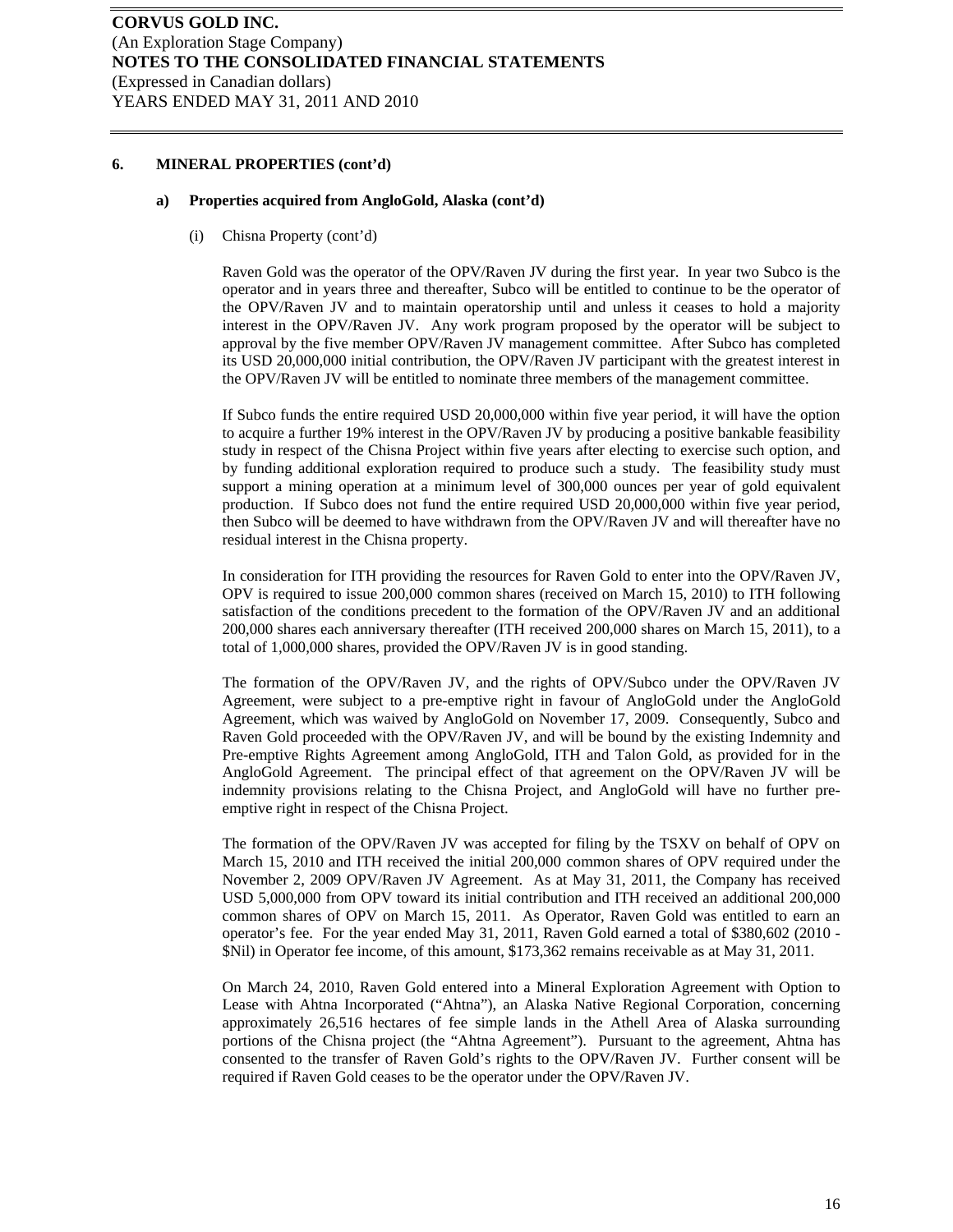## 6. MINERAL PROPERTIES (cont'd)

### a) Properties acquired from AngloGold, Alaska (cont'd)

(i) Chisna Property (cont'd)

Raven Gold was the operator of the OPV/Raven JV during the first year. In year two Subco is the operator and in years three and thereafter, Subco will be entitled to continue to be the operator of the OPV/Raven JV and to maintain operatorship until and unless it ceases to hold a majority interest in the OPV/Raven JV. Any work program proposed by the operator will be subject to approval by the five member OPV/Raven JV management committee. After Subco has completed its USD 20,000,000 initial contribution, the OPV/Raven JV participant with the greatest interest in the OPV/Raven JV will be entitled to nominate three members of the management committee.

If Subco funds the entire required USD 20,000,000 within five year period, it will have the option to acquire a further 19% interest in the OPV/Raven JV by producing a positive bankable feasibility study in respect of the Chisna Project within five years after electing to exercise such option, and by funding additional exploration required to produce such a study. The feasibility study must support a mining operation at a minimum level of 300,000 ounces per year of gold equivalent production. If Subco does not fund the entire required USD 20,000,000 within five year period, then Subco will be deemed to have withdrawn from the OPV/Raven JV and will thereafter have no residual interest in the Chisna property.

In consideration for ITH providing the resources for Raven Gold to enter into the OPV/Raven JV, OPV is required to issue 200,000 common shares (received on March 15, 2010) to ITH following satisfaction of the conditions precedent to the formation of the OPV/Raven JV and an additional 200,000 shares each anniversary thereafter (ITH received 200,000 shares on March 15, 2011), to a total of 1,000,000 shares, provided the OPV/Raven JV is in good standing.

The formation of the OPV/Raven JV, and the rights of OPV/Subco under the OPV/Raven JV Agreement, were subject to a pre-emptive right in favour of AngloGold under the AngloGold Agreement, which was waived by AngloGold on November 17, 2009. Consequently, Subco and Raven Gold proceeded with the OPV/Raven JV, and will be bound by the existing Indemnity and Pre-emptive Rights Agreement among AngloGold, ITH and Talon Gold, as provided for in the AngloGold Agreement. The principal effect of that agreement on the OPV/Raven JV will be indemnity provisions relating to the Chisna Project, and AngloGold will have no further pre-emptive right in respect of the Chisna Project.

The formation of the OPV/Raven JV was accepted for filing by the TSXV on behalf of OPV on March 15, 2010 and ITH received the initial 200,000 common shares of OPV required under the November 2, 2009 OPV/Raven JV Agreement. As at May 31, 2011, the Company has received USD 5,000,000 from OPV toward its initial contribution and ITH received an additional 200,000 common shares of OPV on March 15, 2011. As Operator, Raven Gold was entitled to earn an operator's fee. For the year ended May 31, 2011, Raven Gold earned a total of $380,602 (2010 - $Nil) in Operator fee income, of this amount, $173,362 remains receivable as at May 31, 2011.

On March 24, 2010, Raven Gold entered into a Mineral Exploration Agreement with Option to Lease with Ahtna Incorporated ("Ahtna"), an Alaska Native Regional Corporation, concerning approximately 26,516 hectares of fee simple lands in the Athell Area of Alaska surrounding portions of the Chisna project (the "Ahtna Agreement"). Pursuant to the agreement, Ahtna has consented to the transfer of Raven Gold's rights to the OPV/Raven JV. Further consent will be required if Raven Gold ceases to be the operator under the OPV/Raven JV.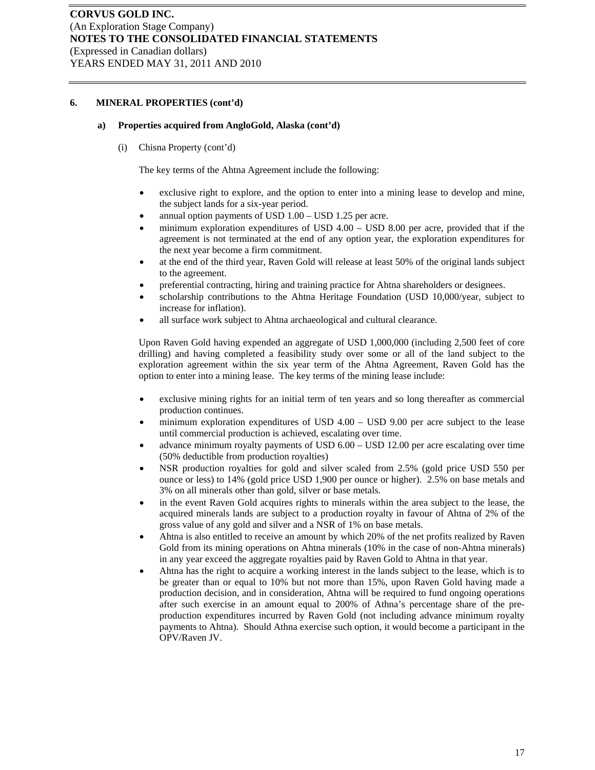## 6. MINERAL PROPERTIES (cont'd)

### a) Properties acquired from AngloGold, Alaska (cont'd)

(i) Chisna Property (cont'd)

The key terms of the Ahtna Agreement include the following:

- exclusive right to explore, and the option to enter into a mining lease to develop and mine, the subject lands for a six-year period.
- annual option payments of USD 1.00 – USD 1.25 per acre.
- minimum exploration expenditures of USD 4.00 – USD 8.00 per acre, provided that if the agreement is not terminated at the end of any option year, the exploration expenditures for the next year become a firm commitment.
- at the end of the third year, Raven Gold will release at least 50% of the original lands subject to the agreement.
- preferential contracting, hiring and training practice for Ahtna shareholders or designees.
- scholarship contributions to the Ahtna Heritage Foundation (USD 10,000/year, subject to increase for inflation).
- all surface work subject to Ahtna archaeological and cultural clearance.

Upon Raven Gold having expended an aggregate of USD 1,000,000 (including 2,500 feet of core drilling) and having completed a feasibility study over some or all of the land subject to the exploration agreement within the six year term of the Ahtna Agreement, Raven Gold has the option to enter into a mining lease. The key terms of the mining lease include:

- exclusive mining rights for an initial term of ten years and so long thereafter as commercial production continues.
- minimum exploration expenditures of USD 4.00 – USD 9.00 per acre subject to the lease until commercial production is achieved, escalating over time.
- advance minimum royalty payments of USD 6.00 – USD 12.00 per acre escalating over time (50% deductible from production royalties)
- NSR production royalties for gold and silver scaled from 2.5% (gold price USD 550 per ounce or less) to 14% (gold price USD 1,900 per ounce or higher). 2.5% on base metals and 3% on all minerals other than gold, silver or base metals.
- in the event Raven Gold acquires rights to minerals within the area subject to the lease, the acquired minerals lands are subject to a production royalty in favour of Ahtna of 2% of the gross value of any gold and silver and a NSR of 1% on base metals.
- Ahtna is also entitled to receive an amount by which 20% of the net profits realized by Raven Gold from its mining operations on Ahtna minerals (10% in the case of non-Ahtna minerals) in any year exceed the aggregate royalties paid by Raven Gold to Ahtna in that year.
- Ahtna has the right to acquire a working interest in the lands subject to the lease, which is to be greater than or equal to 10% but not more than 15%, upon Raven Gold having made a production decision, and in consideration, Ahtna will be required to fund ongoing operations after such exercise in an amount equal to 200% of Athna's percentage share of the pre-production expenditures incurred by Raven Gold (not including advance minimum royalty payments to Ahtna). Should Athna exercise such option, it would become a participant in the OPV/Raven JV.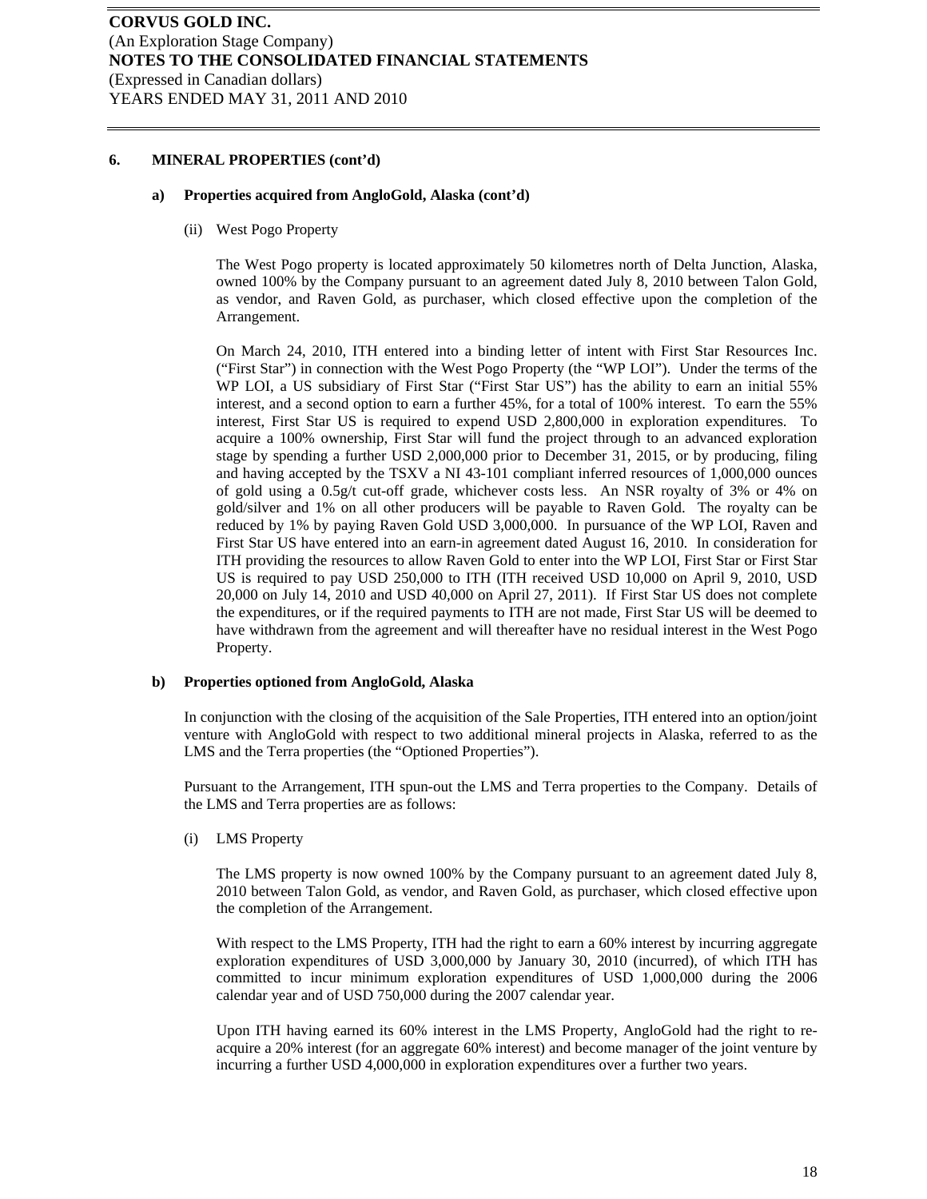## 6. MINERAL PROPERTIES (cont'd)

### a) Properties acquired from AngloGold, Alaska (cont'd)

(ii) West Pogo Property

The West Pogo property is located approximately 50 kilometres north of Delta Junction, Alaska, owned 100% by the Company pursuant to an agreement dated July 8, 2010 between Talon Gold, as vendor, and Raven Gold, as purchaser, which closed effective upon the completion of the Arrangement.

On March 24, 2010, ITH entered into a binding letter of intent with First Star Resources Inc. ("First Star") in connection with the West Pogo Property (the "WP LOI"). Under the terms of the WP LOI, a US subsidiary of First Star ("First Star US") has the ability to earn an initial 55% interest, and a second option to earn a further 45%, for a total of 100% interest. To earn the 55% interest, First Star US is required to expend USD 2,800,000 in exploration expenditures. To acquire a 100% ownership, First Star will fund the project through to an advanced exploration stage by spending a further USD 2,000,000 prior to December 31, 2015, or by producing, filing and having accepted by the TSXV a NI 43-101 compliant inferred resources of 1,000,000 ounces of gold using a 0.5g/t cut-off grade, whichever costs less. An NSR royalty of 3% or 4% on gold/silver and 1% on all other producers will be payable to Raven Gold. The royalty can be reduced by 1% by paying Raven Gold USD 3,000,000. In pursuance of the WP LOI, Raven and First Star US have entered into an earn-in agreement dated August 16, 2010. In consideration for ITH providing the resources to allow Raven Gold to enter into the WP LOI, First Star or First Star US is required to pay USD 250,000 to ITH (ITH received USD 10,000 on April 9, 2010, USD 20,000 on July 14, 2010 and USD 40,000 on April 27, 2011). If First Star US does not complete the expenditures, or if the required payments to ITH are not made, First Star US will be deemed to have withdrawn from the agreement and will thereafter have no residual interest in the West Pogo Property.

### b) Properties optioned from AngloGold, Alaska

In conjunction with the closing of the acquisition of the Sale Properties, ITH entered into an option/joint venture with AngloGold with respect to two additional mineral projects in Alaska, referred to as the LMS and the Terra properties (the "Optioned Properties").

Pursuant to the Arrangement, ITH spun-out the LMS and Terra properties to the Company. Details of the LMS and Terra properties are as follows:

(i) LMS Property

The LMS property is now owned 100% by the Company pursuant to an agreement dated July 8, 2010 between Talon Gold, as vendor, and Raven Gold, as purchaser, which closed effective upon the completion of the Arrangement.

With respect to the LMS Property, ITH had the right to earn a 60% interest by incurring aggregate exploration expenditures of USD 3,000,000 by January 30, 2010 (incurred), of which ITH has committed to incur minimum exploration expenditures of USD 1,000,000 during the 2006 calendar year and of USD 750,000 during the 2007 calendar year.

Upon ITH having earned its 60% interest in the LMS Property, AngloGold had the right to re-acquire a 20% interest (for an aggregate 60% interest) and become manager of the joint venture by incurring a further USD 4,000,000 in exploration expenditures over a further two years.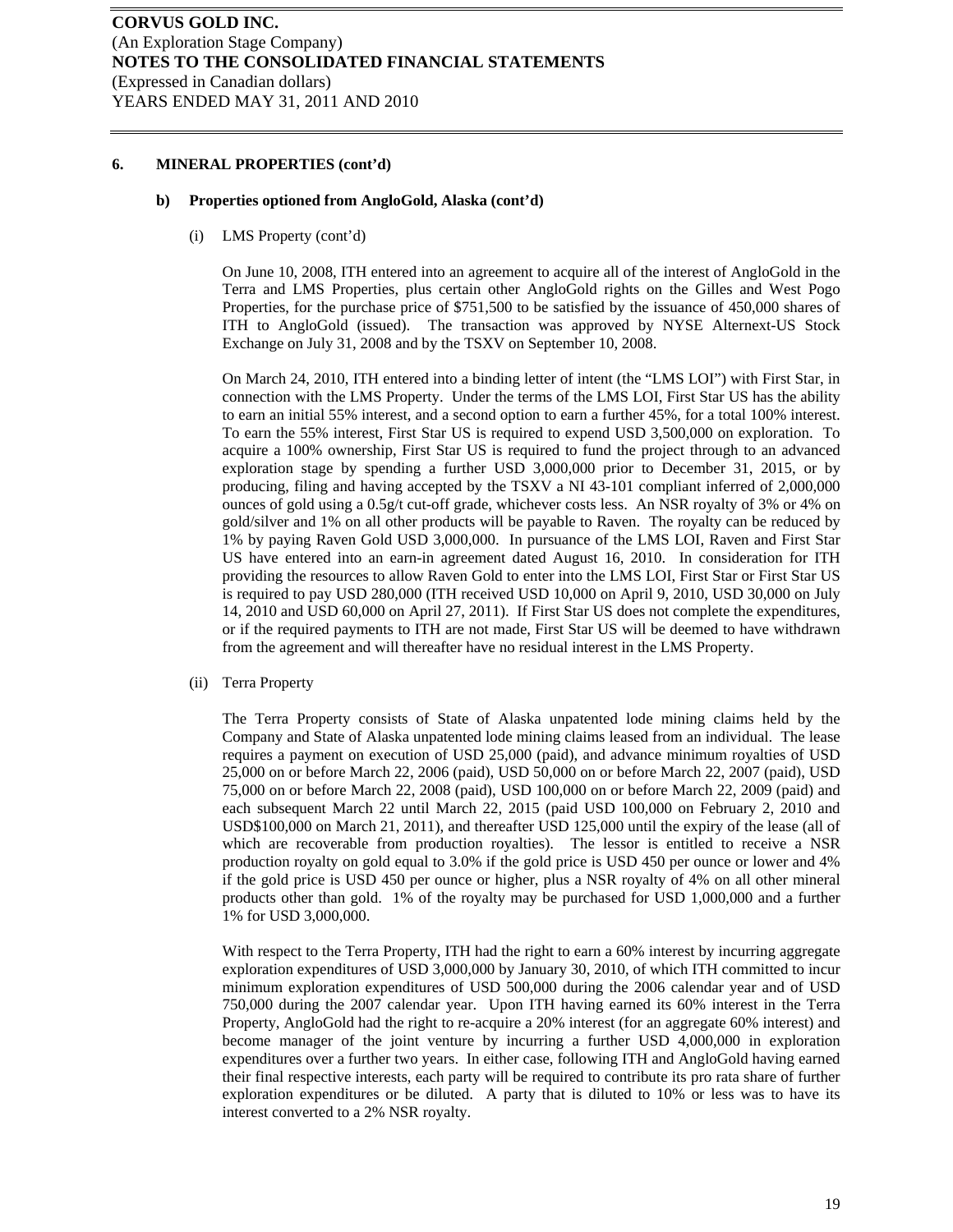## 6. MINERAL PROPERTIES (cont'd)

### b) Properties optioned from AngloGold, Alaska (cont'd)

(i) LMS Property (cont'd)

On June 10, 2008, ITH entered into an agreement to acquire all of the interest of AngloGold in the Terra and LMS Properties, plus certain other AngloGold rights on the Gilles and West Pogo Properties, for the purchase price of $751,500 to be satisfied by the issuance of 450,000 shares of ITH to AngloGold (issued). The transaction was approved by NYSE Alternext-US Stock Exchange on July 31, 2008 and by the TSXV on September 10, 2008.

On March 24, 2010, ITH entered into a binding letter of intent (the "LMS LOI") with First Star, in connection with the LMS Property. Under the terms of the LMS LOI, First Star US has the ability to earn an initial 55% interest, and a second option to earn a further 45%, for a total 100% interest. To earn the 55% interest, First Star US is required to expend USD 3,500,000 on exploration. To acquire a 100% ownership, First Star US is required to fund the project through to an advanced exploration stage by spending a further USD 3,000,000 prior to December 31, 2015, or by producing, filing and having accepted by the TSXV a NI 43-101 compliant inferred of 2,000,000 ounces of gold using a 0.5g/t cut-off grade, whichever costs less. An NSR royalty of 3% or 4% on gold/silver and 1% on all other products will be payable to Raven. The royalty can be reduced by 1% by paying Raven Gold USD 3,000,000. In pursuance of the LMS LOI, Raven and First Star US have entered into an earn-in agreement dated August 16, 2010. In consideration for ITH providing the resources to allow Raven Gold to enter into the LMS LOI, First Star or First Star US is required to pay USD 280,000 (ITH received USD 10,000 on April 9, 2010, USD 30,000 on July 14, 2010 and USD 60,000 on April 27, 2011). If First Star US does not complete the expenditures, or if the required payments to ITH are not made, First Star US will be deemed to have withdrawn from the agreement and will thereafter have no residual interest in the LMS Property.

(ii) Terra Property

The Terra Property consists of State of Alaska unpatented lode mining claims held by the Company and State of Alaska unpatented lode mining claims leased from an individual. The lease requires a payment on execution of USD 25,000 (paid), and advance minimum royalties of USD 25,000 on or before March 22, 2006 (paid), USD 50,000 on or before March 22, 2007 (paid), USD 75,000 on or before March 22, 2008 (paid), USD 100,000 on or before March 22, 2009 (paid) and each subsequent March 22 until March 22, 2015 (paid USD 100,000 on February 2, 2010 and USD$100,000 on March 21, 2011), and thereafter USD 125,000 until the expiry of the lease (all of which are recoverable from production royalties). The lessor is entitled to receive a NSR production royalty on gold equal to 3.0% if the gold price is USD 450 per ounce or lower and 4% if the gold price is USD 450 per ounce or higher, plus a NSR royalty of 4% on all other mineral products other than gold. 1% of the royalty may be purchased for USD 1,000,000 and a further 1% for USD 3,000,000.

With respect to the Terra Property, ITH had the right to earn a 60% interest by incurring aggregate exploration expenditures of USD 3,000,000 by January 30, 2010, of which ITH committed to incur minimum exploration expenditures of USD 500,000 during the 2006 calendar year and of USD 750,000 during the 2007 calendar year. Upon ITH having earned its 60% interest in the Terra Property, AngloGold had the right to re-acquire a 20% interest (for an aggregate 60% interest) and become manager of the joint venture by incurring a further USD 4,000,000 in exploration expenditures over a further two years. In either case, following ITH and AngloGold having earned their final respective interests, each party will be required to contribute its pro rata share of further exploration expenditures or be diluted. A party that is diluted to 10% or less was to have its interest converted to a 2% NSR royalty.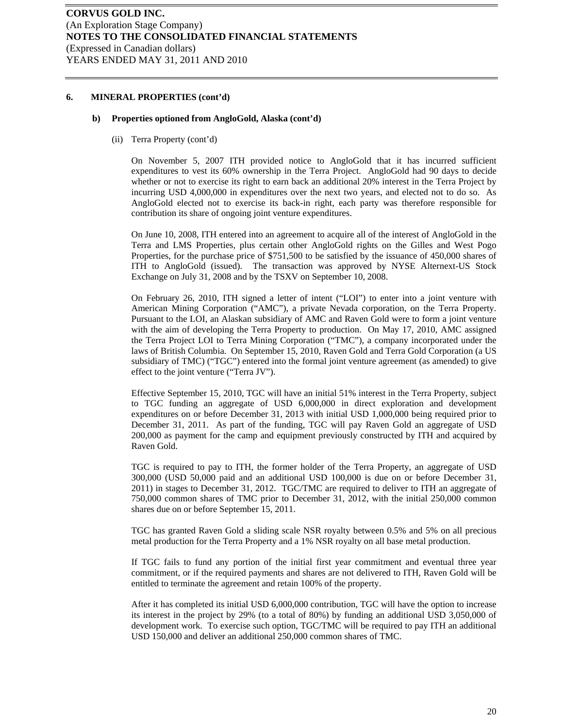### 6. MINERAL PROPERTIES (cont'd)

#### b) Properties optioned from AngloGold, Alaska (cont'd)

(ii) Terra Property (cont'd)

On November 5, 2007 ITH provided notice to AngloGold that it has incurred sufficient expenditures to vest its 60% ownership in the Terra Project. AngloGold had 90 days to decide whether or not to exercise its right to earn back an additional 20% interest in the Terra Project by incurring USD 4,000,000 in expenditures over the next two years, and elected not to do so. As AngloGold elected not to exercise its back-in right, each party was therefore responsible for contribution its share of ongoing joint venture expenditures.

On June 10, 2008, ITH entered into an agreement to acquire all of the interest of AngloGold in the Terra and LMS Properties, plus certain other AngloGold rights on the Gilles and West Pogo Properties, for the purchase price of $751,500 to be satisfied by the issuance of 450,000 shares of ITH to AngloGold (issued). The transaction was approved by NYSE Alternext-US Stock Exchange on July 31, 2008 and by the TSXV on September 10, 2008.

On February 26, 2010, ITH signed a letter of intent ("LOI") to enter into a joint venture with American Mining Corporation ("AMC"), a private Nevada corporation, on the Terra Property. Pursuant to the LOI, an Alaskan subsidiary of AMC and Raven Gold were to form a joint venture with the aim of developing the Terra Property to production. On May 17, 2010, AMC assigned the Terra Project LOI to Terra Mining Corporation ("TMC"), a company incorporated under the laws of British Columbia. On September 15, 2010, Raven Gold and Terra Gold Corporation (a US subsidiary of TMC) ("TGC") entered into the formal joint venture agreement (as amended) to give effect to the joint venture ("Terra JV").

Effective September 15, 2010, TGC will have an initial 51% interest in the Terra Property, subject to TGC funding an aggregate of USD 6,000,000 in direct exploration and development expenditures on or before December 31, 2013 with initial USD 1,000,000 being required prior to December 31, 2011. As part of the funding, TGC will pay Raven Gold an aggregate of USD 200,000 as payment for the camp and equipment previously constructed by ITH and acquired by Raven Gold.

TGC is required to pay to ITH, the former holder of the Terra Property, an aggregate of USD 300,000 (USD 50,000 paid and an additional USD 100,000 is due on or before December 31, 2011) in stages to December 31, 2012. TGC/TMC are required to deliver to ITH an aggregate of 750,000 common shares of TMC prior to December 31, 2012, with the initial 250,000 common shares due on or before September 15, 2011.

TGC has granted Raven Gold a sliding scale NSR royalty between 0.5% and 5% on all precious metal production for the Terra Property and a 1% NSR royalty on all base metal production.

If TGC fails to fund any portion of the initial first year commitment and eventual three year commitment, or if the required payments and shares are not delivered to ITH, Raven Gold will be entitled to terminate the agreement and retain 100% of the property.

After it has completed its initial USD 6,000,000 contribution, TGC will have the option to increase its interest in the project by 29% (to a total of 80%) by funding an additional USD 3,050,000 of development work. To exercise such option, TGC/TMC will be required to pay ITH an additional USD 150,000 and deliver an additional 250,000 common shares of TMC.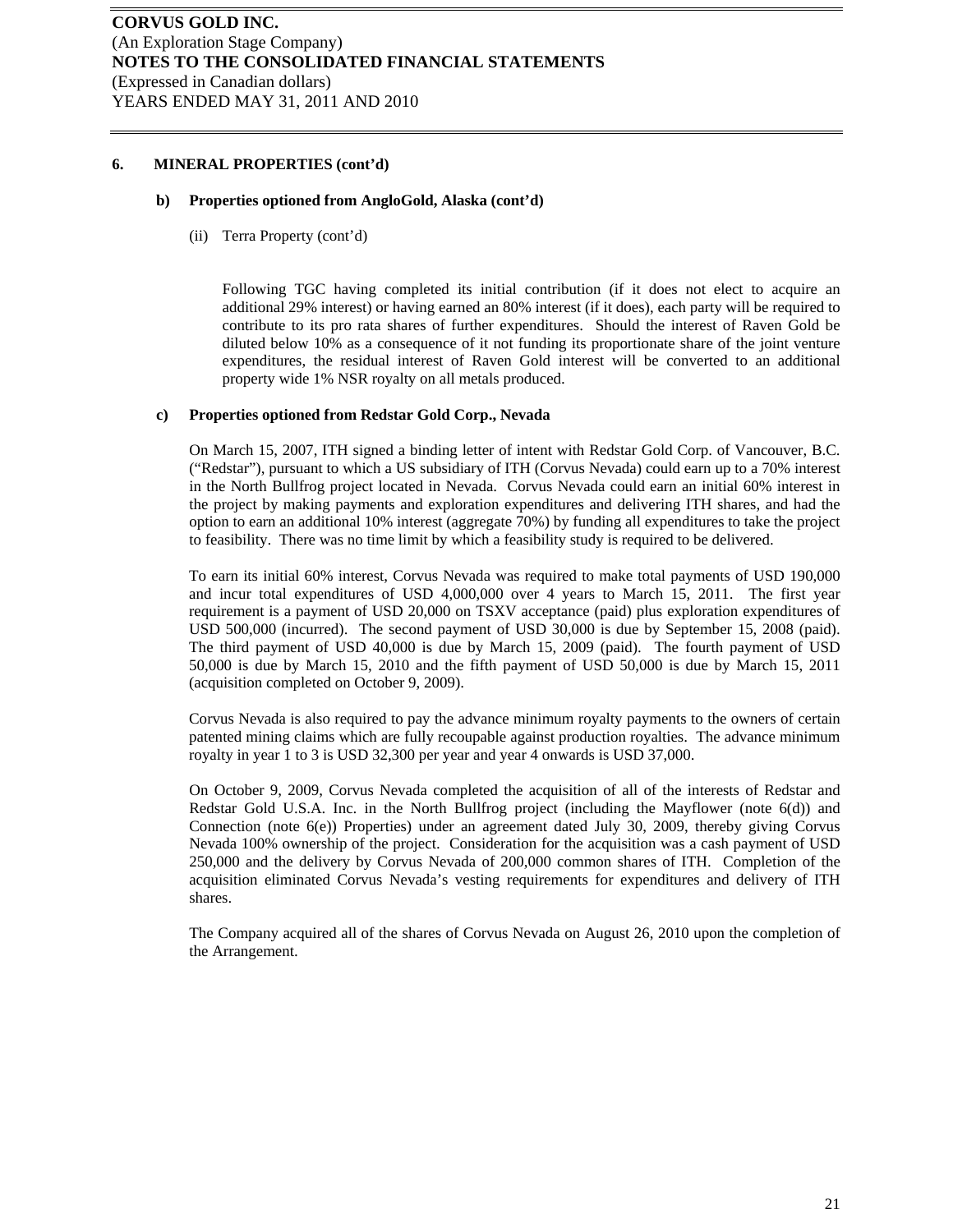## 6. MINERAL PROPERTIES (cont'd)

### b) Properties optioned from AngloGold, Alaska (cont'd)

(ii) Terra Property (cont'd)

Following TGC having completed its initial contribution (if it does not elect to acquire an additional 29% interest) or having earned an 80% interest (if it does), each party will be required to contribute to its pro rata shares of further expenditures. Should the interest of Raven Gold be diluted below 10% as a consequence of it not funding its proportionate share of the joint venture expenditures, the residual interest of Raven Gold interest will be converted to an additional property wide 1% NSR royalty on all metals produced.

### c) Properties optioned from Redstar Gold Corp., Nevada

On March 15, 2007, ITH signed a binding letter of intent with Redstar Gold Corp. of Vancouver, B.C. ("Redstar"), pursuant to which a US subsidiary of ITH (Corvus Nevada) could earn up to a 70% interest in the North Bullfrog project located in Nevada. Corvus Nevada could earn an initial 60% interest in the project by making payments and exploration expenditures and delivering ITH shares, and had the option to earn an additional 10% interest (aggregate 70%) by funding all expenditures to take the project to feasibility. There was no time limit by which a feasibility study is required to be delivered.

To earn its initial 60% interest, Corvus Nevada was required to make total payments of USD 190,000 and incur total expenditures of USD 4,000,000 over 4 years to March 15, 2011. The first year requirement is a payment of USD 20,000 on TSXV acceptance (paid) plus exploration expenditures of USD 500,000 (incurred). The second payment of USD 30,000 is due by September 15, 2008 (paid). The third payment of USD 40,000 is due by March 15, 2009 (paid). The fourth payment of USD 50,000 is due by March 15, 2010 and the fifth payment of USD 50,000 is due by March 15, 2011 (acquisition completed on October 9, 2009).

Corvus Nevada is also required to pay the advance minimum royalty payments to the owners of certain patented mining claims which are fully recoupable against production royalties. The advance minimum royalty in year 1 to 3 is USD 32,300 per year and year 4 onwards is USD 37,000.

On October 9, 2009, Corvus Nevada completed the acquisition of all of the interests of Redstar and Redstar Gold U.S.A. Inc. in the North Bullfrog project (including the Mayflower (note 6(d)) and Connection (note 6(e)) Properties) under an agreement dated July 30, 2009, thereby giving Corvus Nevada 100% ownership of the project. Consideration for the acquisition was a cash payment of USD 250,000 and the delivery by Corvus Nevada of 200,000 common shares of ITH. Completion of the acquisition eliminated Corvus Nevada's vesting requirements for expenditures and delivery of ITH shares.

The Company acquired all of the shares of Corvus Nevada on August 26, 2010 upon the completion of the Arrangement.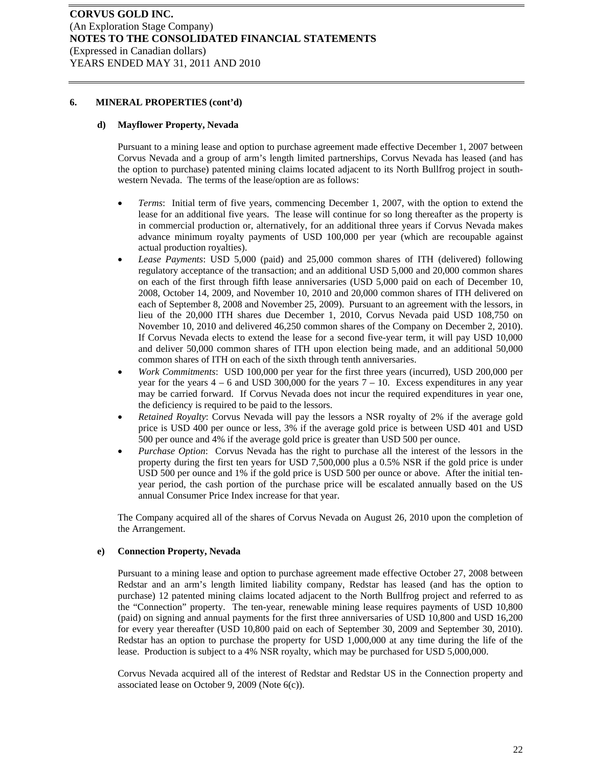**CORVUS GOLD INC.**
(An Exploration Stage Company)
**NOTES TO THE CONSOLIDATED FINANCIAL STATEMENTS**
(Expressed in Canadian dollars)
YEARS ENDED MAY 31, 2011 AND 2010

**6. MINERAL PROPERTIES (cont'd)**

**d) Mayflower Property, Nevada**

Pursuant to a mining lease and option to purchase agreement made effective December 1, 2007 between Corvus Nevada and a group of arm's length limited partnerships, Corvus Nevada has leased (and has the option to purchase) patented mining claims located adjacent to its North Bullfrog project in south-western Nevada. The terms of the lease/option are as follows:

- *Terms*: Initial term of five years, commencing December 1, 2007, with the option to extend the lease for an additional five years. The lease will continue for so long thereafter as the property is in commercial production or, alternatively, for an additional three years if Corvus Nevada makes advance minimum royalty payments of USD 100,000 per year (which are recoupable against actual production royalties).
- *Lease Payments*: USD 5,000 (paid) and 25,000 common shares of ITH (delivered) following regulatory acceptance of the transaction; and an additional USD 5,000 and 20,000 common shares on each of the first through fifth lease anniversaries (USD 5,000 paid on each of December 10, 2008, October 14, 2009, and November 10, 2010 and 20,000 common shares of ITH delivered on each of September 8, 2008 and November 25, 2009). Pursuant to an agreement with the lessors, in lieu of the 20,000 ITH shares due December 1, 2010, Corvus Nevada paid USD 108,750 on November 10, 2010 and delivered 46,250 common shares of the Company on December 2, 2010). If Corvus Nevada elects to extend the lease for a second five-year term, it will pay USD 10,000 and deliver 50,000 common shares of ITH upon election being made, and an additional 50,000 common shares of ITH on each of the sixth through tenth anniversaries.
- *Work Commitments*: USD 100,000 per year for the first three years (incurred), USD 200,000 per year for the years 4 – 6 and USD 300,000 for the years 7 – 10. Excess expenditures in any year may be carried forward. If Corvus Nevada does not incur the required expenditures in year one, the deficiency is required to be paid to the lessors.
- *Retained Royalty*: Corvus Nevada will pay the lessors a NSR royalty of 2% if the average gold price is USD 400 per ounce or less, 3% if the average gold price is between USD 401 and USD 500 per ounce and 4% if the average gold price is greater than USD 500 per ounce.
- *Purchase Option*: Corvus Nevada has the right to purchase all the interest of the lessors in the property during the first ten years for USD 7,500,000 plus a 0.5% NSR if the gold price is under USD 500 per ounce and 1% if the gold price is USD 500 per ounce or above. After the initial ten-year period, the cash portion of the purchase price will be escalated annually based on the US annual Consumer Price Index increase for that year.

The Company acquired all of the shares of Corvus Nevada on August 26, 2010 upon the completion of the Arrangement.

**e) Connection Property, Nevada**

Pursuant to a mining lease and option to purchase agreement made effective October 27, 2008 between Redstar and an arm's length limited liability company, Redstar has leased (and has the option to purchase) 12 patented mining claims located adjacent to the North Bullfrog project and referred to as the "Connection" property. The ten-year, renewable mining lease requires payments of USD 10,800 (paid) on signing and annual payments for the first three anniversaries of USD 10,800 and USD 16,200 for every year thereafter (USD 10,800 paid on each of September 30, 2009 and September 30, 2010). Redstar has an option to purchase the property for USD 1,000,000 at any time during the life of the lease. Production is subject to a 4% NSR royalty, which may be purchased for USD 5,000,000.

Corvus Nevada acquired all of the interest of Redstar and Redstar US in the Connection property and associated lease on October 9, 2009 (Note 6(c)).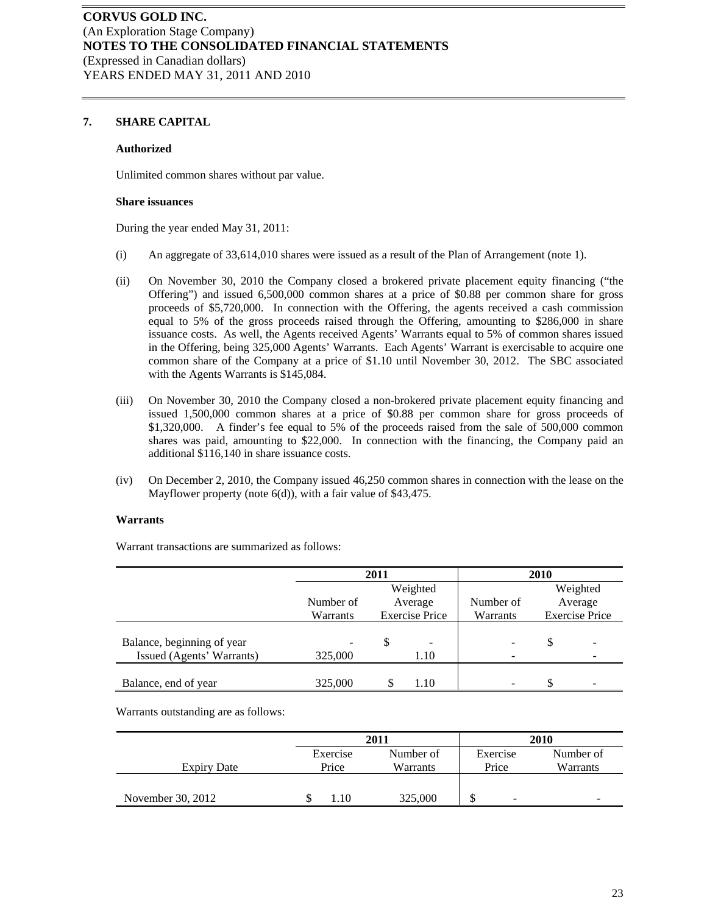**CORVUS GOLD INC.**
(An Exploration Stage Company)
**NOTES TO THE CONSOLIDATED FINANCIAL STATEMENTS**
(Expressed in Canadian dollars)
YEARS ENDED MAY 31, 2011 AND 2010

## 7. SHARE CAPITAL

### Authorized

Unlimited common shares without par value.

### Share issuances

During the year ended May 31, 2011:

(i) An aggregate of 33,614,010 shares were issued as a result of the Plan of Arrangement (note 1).

(ii) On November 30, 2010 the Company closed a brokered private placement equity financing ("the Offering") and issued 6,500,000 common shares at a price of $0.88 per common share for gross proceeds of $5,720,000. In connection with the Offering, the agents received a cash commission equal to 5% of the gross proceeds raised through the Offering, amounting to $286,000 in share issuance costs. As well, the Agents received Agents' Warrants equal to 5% of common shares issued in the Offering, being 325,000 Agents' Warrants. Each Agents' Warrant is exercisable to acquire one common share of the Company at a price of $1.10 until November 30, 2012. The SBC associated with the Agents Warrants is $145,084.

(iii) On November 30, 2010 the Company closed a non-brokered private placement equity financing and issued 1,500,000 common shares at a price of $0.88 per common share for gross proceeds of $1,320,000. A finder's fee equal to 5% of the proceeds raised from the sale of 500,000 common shares was paid, amounting to $22,000. In connection with the financing, the Company paid an additional $116,140 in share issuance costs.

(iv) On December 2, 2010, the Company issued 46,250 common shares in connection with the lease on the Mayflower property (note 6(d)), with a fair value of $43,475.

### Warrants

Warrant transactions are summarized as follows:

| | 2011 | | 2010 | |
|---|---|---|---|---|
| | Number of Warrants | Weighted Average Exercise Price | Number of Warrants | Weighted Average Exercise Price |
| Balance, beginning of year | - | $ - | - | $ - |
| Issued (Agents' Warrants) | 325,000 | 1.10 | - | - |
| Balance, end of year | 325,000 | $ 1.10 | - | $ - |

Warrants outstanding are as follows:

| | 2011 | | 2010 | |
|---|---|---|---|---|
| Expiry Date | Exercise Price | Number of Warrants | Exercise Price | Number of Warrants |
| November 30, 2012 | $ 1.10 | 325,000 | $ - | - |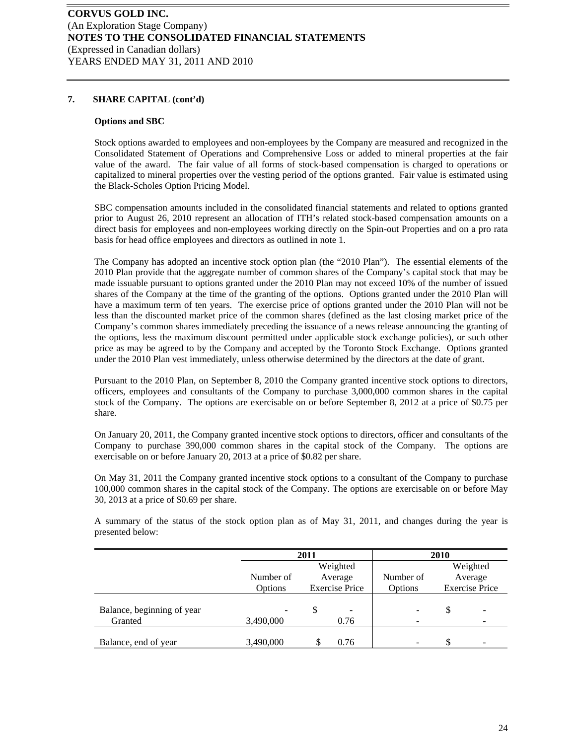**CORVUS GOLD INC.**
(An Exploration Stage Company)
**NOTES TO THE CONSOLIDATED FINANCIAL STATEMENTS**
(Expressed in Canadian dollars)
YEARS ENDED MAY 31, 2011 AND 2010

## 7. SHARE CAPITAL (cont'd)

**Options and SBC**

Stock options awarded to employees and non-employees by the Company are measured and recognized in the Consolidated Statement of Operations and Comprehensive Loss or added to mineral properties at the fair value of the award. The fair value of all forms of stock-based compensation is charged to operations or capitalized to mineral properties over the vesting period of the options granted. Fair value is estimated using the Black-Scholes Option Pricing Model.

SBC compensation amounts included in the consolidated financial statements and related to options granted prior to August 26, 2010 represent an allocation of ITH's related stock-based compensation amounts on a direct basis for employees and non-employees working directly on the Spin-out Properties and on a pro rata basis for head office employees and directors as outlined in note 1.

The Company has adopted an incentive stock option plan (the "2010 Plan"). The essential elements of the 2010 Plan provide that the aggregate number of common shares of the Company's capital stock that may be made issuable pursuant to options granted under the 2010 Plan may not exceed 10% of the number of issued shares of the Company at the time of the granting of the options. Options granted under the 2010 Plan will have a maximum term of ten years. The exercise price of options granted under the 2010 Plan will not be less than the discounted market price of the common shares (defined as the last closing market price of the Company's common shares immediately preceding the issuance of a news release announcing the granting of the options, less the maximum discount permitted under applicable stock exchange policies), or such other price as may be agreed to by the Company and accepted by the Toronto Stock Exchange. Options granted under the 2010 Plan vest immediately, unless otherwise determined by the directors at the date of grant.

Pursuant to the 2010 Plan, on September 8, 2010 the Company granted incentive stock options to directors, officers, employees and consultants of the Company to purchase 3,000,000 common shares in the capital stock of the Company. The options are exercisable on or before September 8, 2012 at a price of $0.75 per share.

On January 20, 2011, the Company granted incentive stock options to directors, officer and consultants of the Company to purchase 390,000 common shares in the capital stock of the Company. The options are exercisable on or before January 20, 2013 at a price of $0.82 per share.

On May 31, 2011 the Company granted incentive stock options to a consultant of the Company to purchase 100,000 common shares in the capital stock of the Company. The options are exercisable on or before May 30, 2013 at a price of $0.69 per share.

A summary of the status of the stock option plan as of May 31, 2011, and changes during the year is presented below:

| | 2011 | | 2010 | |
|---|---|---|---|---|
| | Number of Options | Weighted Average Exercise Price | Number of Options | Weighted Average Exercise Price |
| Balance, beginning of year | - | $ - | - | $ - |
| Granted | 3,490,000 | 0.76 | - | - |
| Balance, end of year | 3,490,000 | $ 0.76 | - | $ - |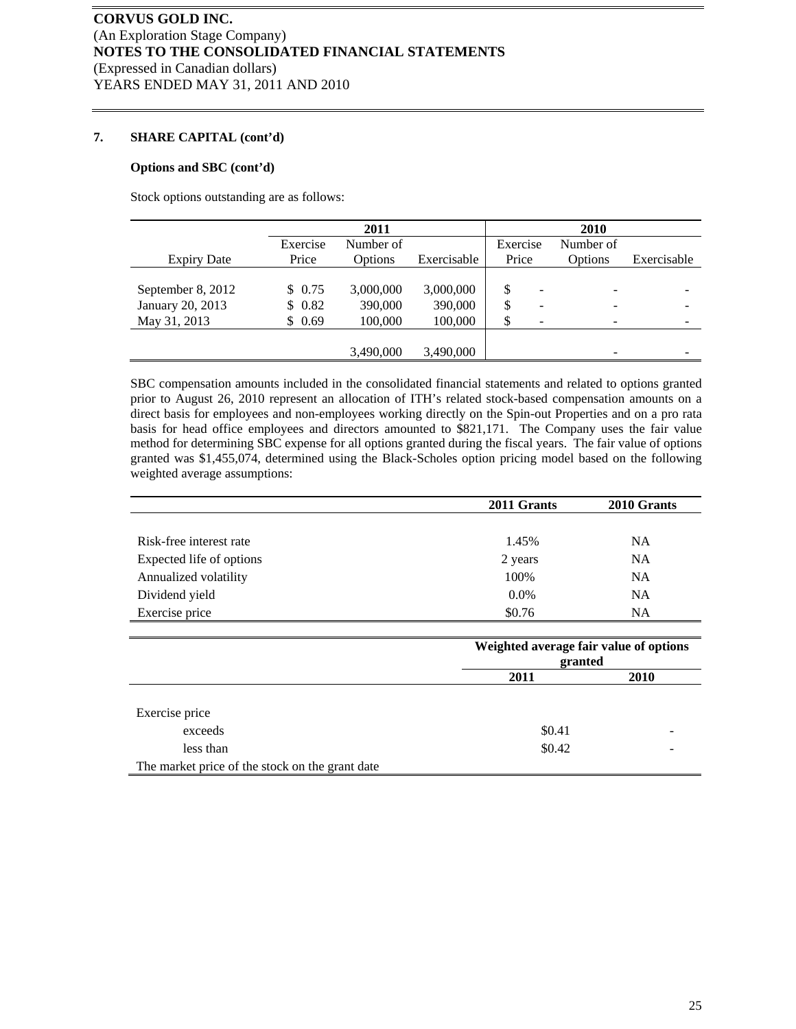**CORVUS GOLD INC.**
(An Exploration Stage Company)
**NOTES TO THE CONSOLIDATED FINANCIAL STATEMENTS**
(Expressed in Canadian dollars)
YEARS ENDED MAY 31, 2011 AND 2010

## 7. SHARE CAPITAL (cont'd)

### Options and SBC (cont'd)

Stock options outstanding are as follows:

| | 2011 | | | 2010 | | |
|---|---|---|---|---|---|---|
| Expiry Date | Exercise Price | Number of Options | Exercisable | Exercise Price | Number of Options | Exercisable |
| September 8, 2012 | $ 0.75 | 3,000,000 | 3,000,000 | $ - | - | - |
| January 20, 2013 | $ 0.82 | 390,000 | 390,000 | $ - | - | - |
| May 31, 2013 | $ 0.69 | 100,000 | 100,000 | $ - | - | - |
| | | 3,490,000 | 3,490,000 | | - | - |

SBC compensation amounts included in the consolidated financial statements and related to options granted prior to August 26, 2010 represent an allocation of ITH's related stock-based compensation amounts on a direct basis for employees and non-employees working directly on the Spin-out Properties and on a pro rata basis for head office employees and directors amounted to $821,171. The Company uses the fair value method for determining SBC expense for all options granted during the fiscal years. The fair value of options granted was $1,455,074, determined using the Black-Scholes option pricing model based on the following weighted average assumptions:

| | 2011 Grants | 2010 Grants |
|---|---|---|
| Risk-free interest rate | 1.45% | NA |
| Expected life of options | 2 years | NA |
| Annualized volatility | 100% | NA |
| Dividend yield | 0.0% | NA |
| Exercise price | $0.76 | NA |

| | Weighted average fair value of options granted | |
|---|---|---|
| | 2011 | 2010 |
| Exercise price | | |
| exceeds | $0.41 | - |
| less than | $0.42 | - |
| The market price of the stock on the grant date | | |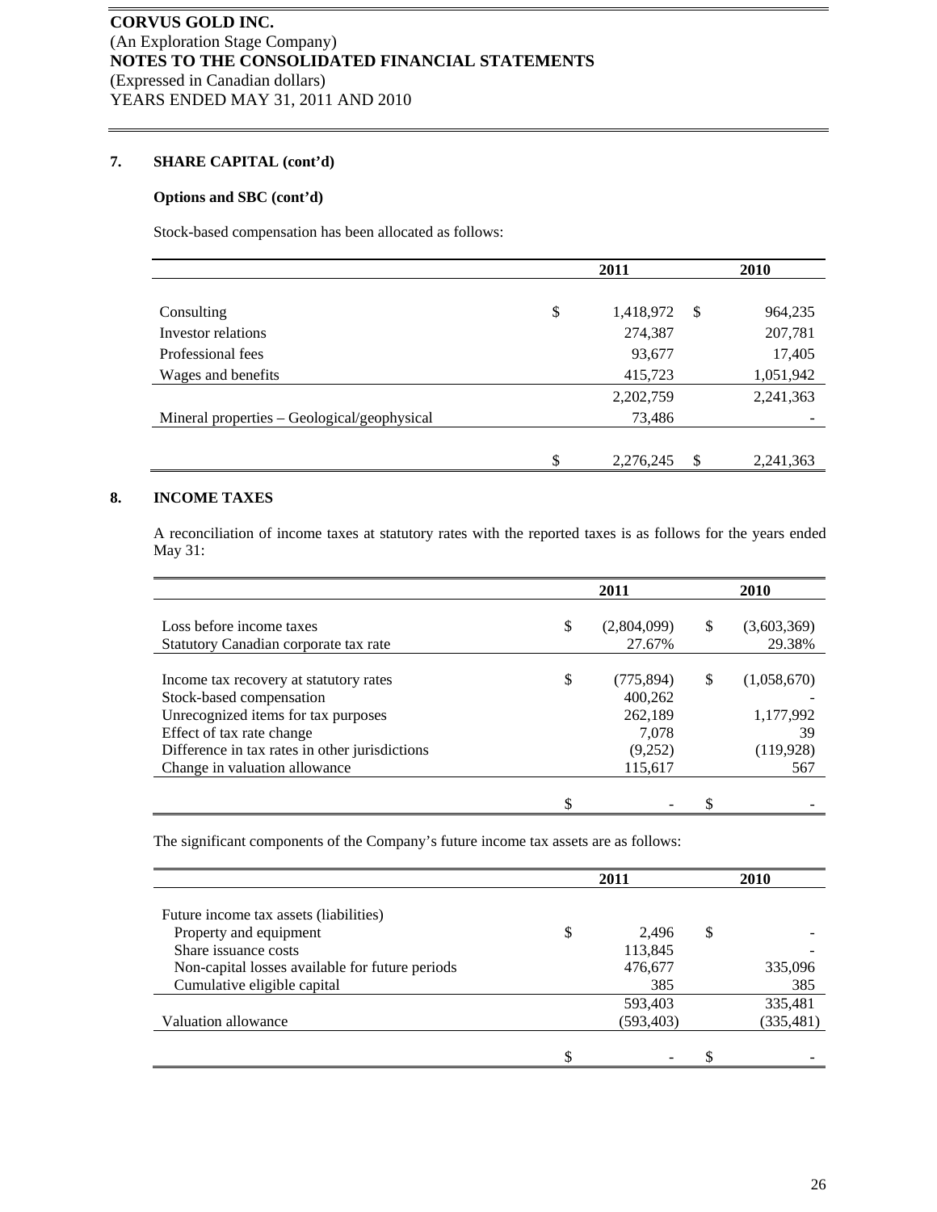**CORVUS GOLD INC.**
(An Exploration Stage Company)
**NOTES TO THE CONSOLIDATED FINANCIAL STATEMENTS**
(Expressed in Canadian dollars)
YEARS ENDED MAY 31, 2011 AND 2010

## 7. SHARE CAPITAL (cont'd)

### Options and SBC (cont'd)

Stock-based compensation has been allocated as follows:

| | 2011 | 2010 |
|---|---|---|
| Consulting | $ 1,418,972 | $ 964,235 |
| Investor relations | 274,387 | 207,781 |
| Professional fees | 93,677 | 17,405 |
| Wages and benefits | 415,723 | 1,051,942 |
| | 2,202,759 | 2,241,363 |
| Mineral properties – Geological/geophysical | 73,486 | - |
| | $ 2,276,245 | $ 2,241,363 |

## 8. INCOME TAXES

A reconciliation of income taxes at statutory rates with the reported taxes is as follows for the years ended May 31:

| | 2011 | 2010 |
|---|---|---|
| Loss before income taxes | $ (2,804,099) | $ (3,603,369) |
| Statutory Canadian corporate tax rate | 27.67% | 29.38% |
| | | |
| Income tax recovery at statutory rates | $ (775,894) | $ (1,058,670) |
| Stock-based compensation | 400,262 | - |
| Unrecognized items for tax purposes | 262,189 | 1,177,992 |
| Effect of tax rate change | 7,078 | 39 |
| Difference in tax rates in other jurisdictions | (9,252) | (119,928) |
| Change in valuation allowance | 115,617 | 567 |
| | $ - | $ - |

The significant components of the Company's future income tax assets are as follows:

| | 2011 | 2010 |
|---|---|---|
| Future income tax assets (liabilities) | | |
| Property and equipment | $ 2,496 | $ - |
| Share issuance costs | 113,845 | - |
| Non-capital losses available for future periods | 476,677 | 335,096 |
| Cumulative eligible capital | 385 | 385 |
| | 593,403 | 335,481 |
| Valuation allowance | (593,403) | (335,481) |
| | $ - | $ - |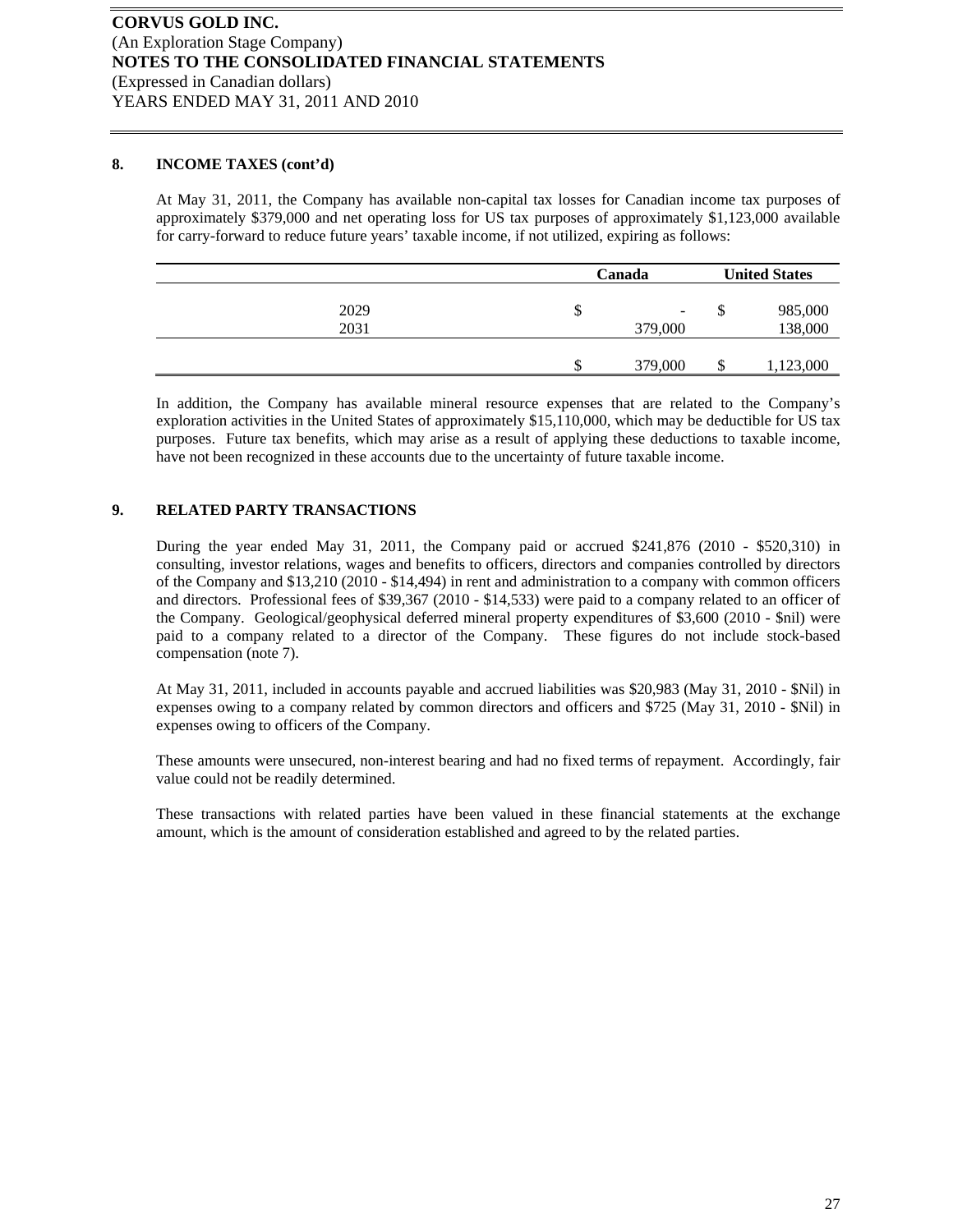**CORVUS GOLD INC.**
(An Exploration Stage Company)
**NOTES TO THE CONSOLIDATED FINANCIAL STATEMENTS**
(Expressed in Canadian dollars)
YEARS ENDED MAY 31, 2011 AND 2010

## 8. INCOME TAXES (cont'd)

At May 31, 2011, the Company has available non-capital tax losses for Canadian income tax purposes of approximately $379,000 and net operating loss for US tax purposes of approximately $1,123,000 available for carry-forward to reduce future years' taxable income, if not utilized, expiring as follows:

| | Canada | United States |
|---|---|---|
| 2029 | $ - | $ 985,000 |
| 2031 | 379,000 | 138,000 |
| | $ 379,000 | $ 1,123,000 |

In addition, the Company has available mineral resource expenses that are related to the Company's exploration activities in the United States of approximately $15,110,000, which may be deductible for US tax purposes. Future tax benefits, which may arise as a result of applying these deductions to taxable income, have not been recognized in these accounts due to the uncertainty of future taxable income.

## 9. RELATED PARTY TRANSACTIONS

During the year ended May 31, 2011, the Company paid or accrued $241,876 (2010 - $520,310) in consulting, investor relations, wages and benefits to officers, directors and companies controlled by directors of the Company and $13,210 (2010 - $14,494) in rent and administration to a company with common officers and directors. Professional fees of $39,367 (2010 - $14,533) were paid to a company related to an officer of the Company. Geological/geophysical deferred mineral property expenditures of $3,600 (2010 - $nil) were paid to a company related to a director of the Company. These figures do not include stock-based compensation (note 7).

At May 31, 2011, included in accounts payable and accrued liabilities was $20,983 (May 31, 2010 - $Nil) in expenses owing to a company related by common directors and officers and $725 (May 31, 2010 - $Nil) in expenses owing to officers of the Company.

These amounts were unsecured, non-interest bearing and had no fixed terms of repayment. Accordingly, fair value could not be readily determined.

These transactions with related parties have been valued in these financial statements at the exchange amount, which is the amount of consideration established and agreed to by the related parties.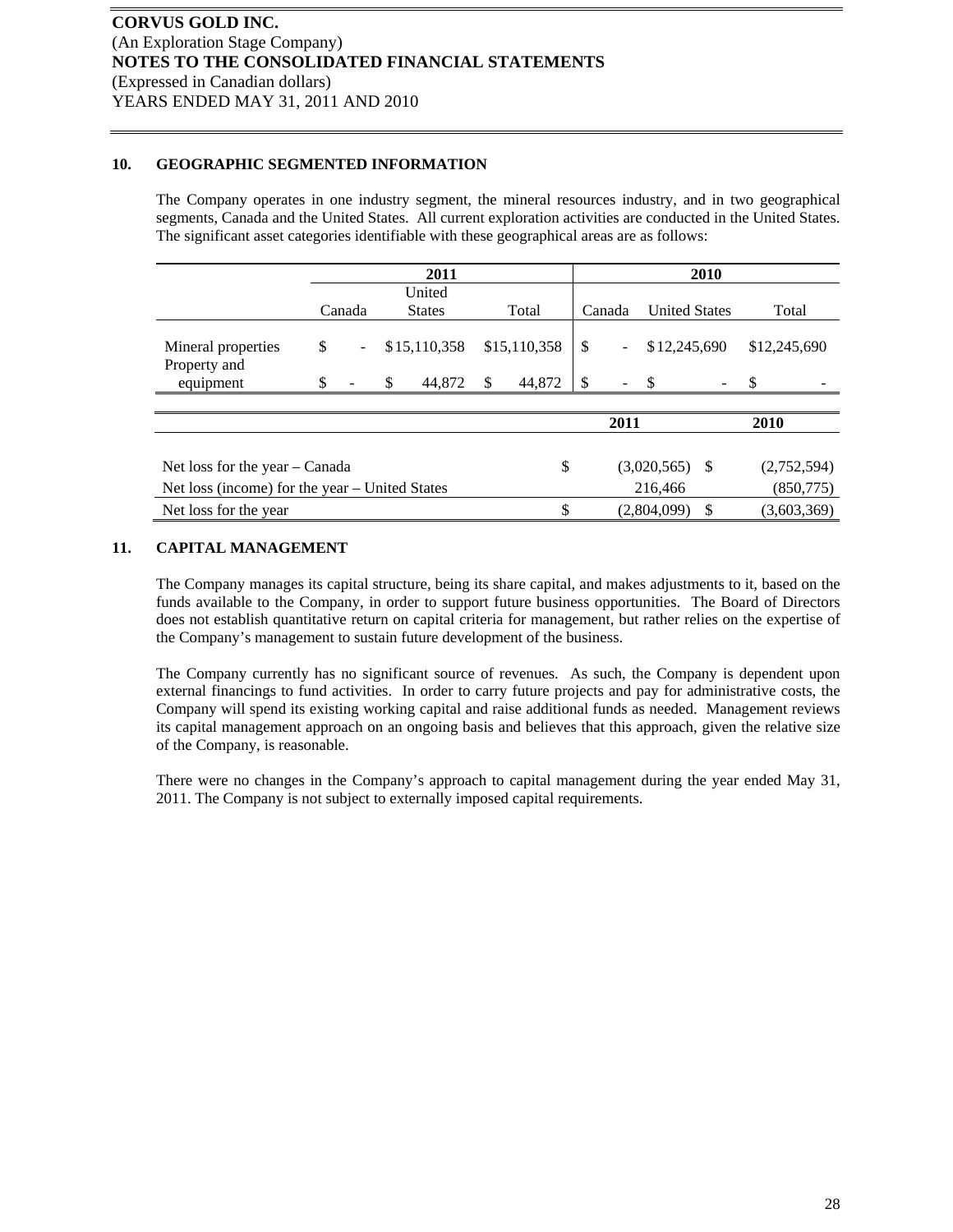**CORVUS GOLD INC.**
(An Exploration Stage Company)
**NOTES TO THE CONSOLIDATED FINANCIAL STATEMENTS**
(Expressed in Canadian dollars)
YEARS ENDED MAY 31, 2011 AND 2010

## 10. GEOGRAPHIC SEGMENTED INFORMATION

The Company operates in one industry segment, the mineral resources industry, and in two geographical segments, Canada and the United States. All current exploration activities are conducted in the United States. The significant asset categories identifiable with these geographical areas are as follows:

| | 2011 | | | 2010 | | |
|---|---|---|---|---|---|---|
| | Canada | United States | Total | Canada | United States | Total |
| Mineral properties | $ - | $ 15,110,358 | $ 15,110,358 | $ - | $ 12,245,690 | $ 12,245,690 |
| Property and equipment | $ - | $ 44,872 | $ 44,872 | $ - | $ - | $ - |

| | 2011 | 2010 |
|---|---|---|
| Net loss for the year – Canada | $ (3,020,565) | $ (2,752,594) |
| Net loss (income) for the year – United States | 216,466 | (850,775) |
| Net loss for the year | $ (2,804,099) | $ (3,603,369) |

## 11. CAPITAL MANAGEMENT

The Company manages its capital structure, being its share capital, and makes adjustments to it, based on the funds available to the Company, in order to support future business opportunities. The Board of Directors does not establish quantitative return on capital criteria for management, but rather relies on the expertise of the Company's management to sustain future development of the business.

The Company currently has no significant source of revenues. As such, the Company is dependent upon external financings to fund activities. In order to carry future projects and pay for administrative costs, the Company will spend its existing working capital and raise additional funds as needed. Management reviews its capital management approach on an ongoing basis and believes that this approach, given the relative size of the Company, is reasonable.

There were no changes in the Company's approach to capital management during the year ended May 31, 2011. The Company is not subject to externally imposed capital requirements.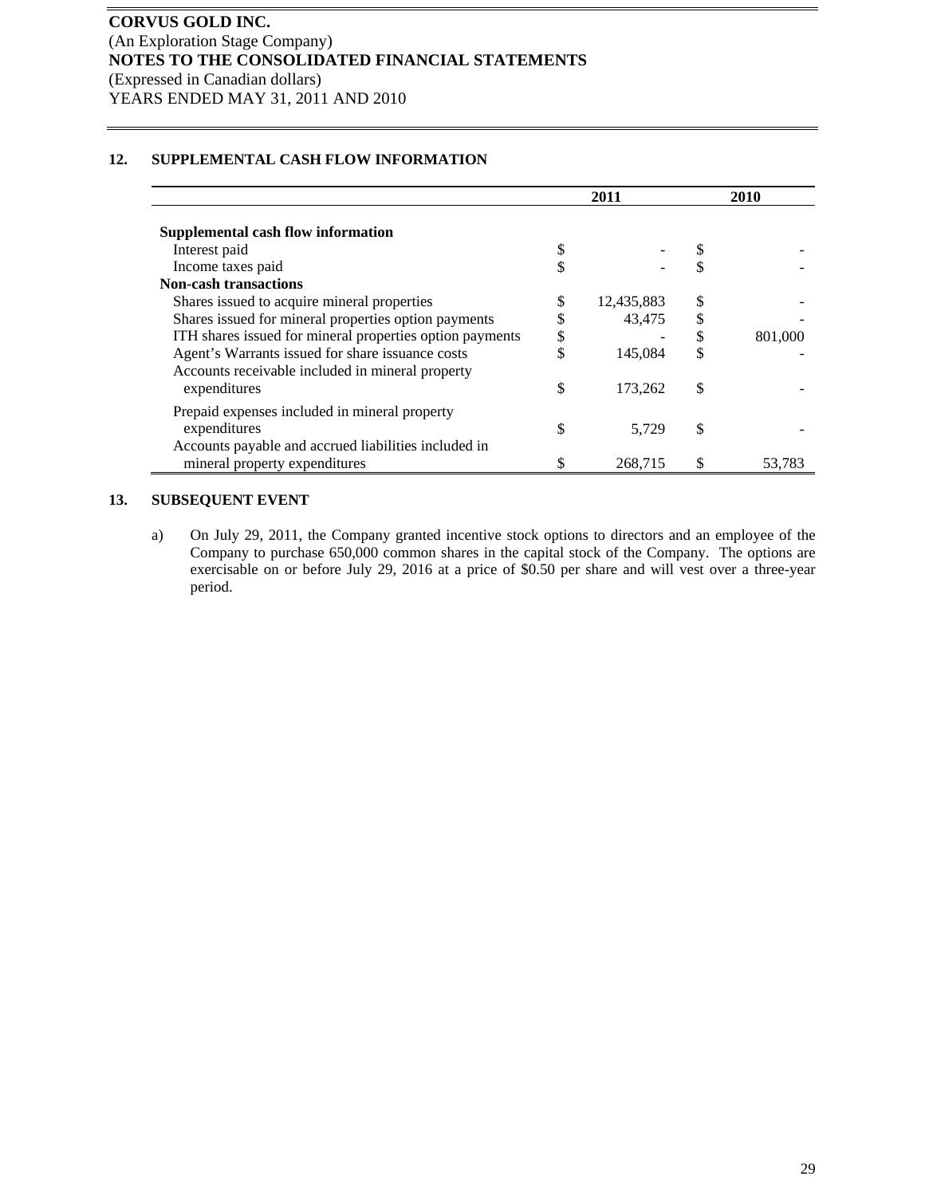**CORVUS GOLD INC.**
(An Exploration Stage Company)
**NOTES TO THE CONSOLIDATED FINANCIAL STATEMENTS**
(Expressed in Canadian dollars)
YEARS ENDED MAY 31, 2011 AND 2010

## 12. SUPPLEMENTAL CASH FLOW INFORMATION

| | 2011 | 2010 |
|---|---|---|
| **Supplemental cash flow information** | | |
| Interest paid | $ - | $ - |
| Income taxes paid | $ - | $ - |
| **Non-cash transactions** | | |
| Shares issued to acquire mineral properties | $ 12,435,883 | $ - |
| Shares issued for mineral properties option payments | $ 43,475 | $ - |
| ITH shares issued for mineral properties option payments | $ - | $ 801,000 |
| Agent's Warrants issued for share issuance costs | $ 145,084 | $ - |
| Accounts receivable included in mineral property expenditures | $ 173,262 | $ - |
| Prepaid expenses included in mineral property expenditures | $ 5,729 | $ - |
| Accounts payable and accrued liabilities included in mineral property expenditures | $ 268,715 | $ 53,783 |

## 13. SUBSEQUENT EVENT

a) On July 29, 2011, the Company granted incentive stock options to directors and an employee of the Company to purchase 650,000 common shares in the capital stock of the Company. The options are exercisable on or before July 29, 2016 at a price of $0.50 per share and will vest over a three-year period.